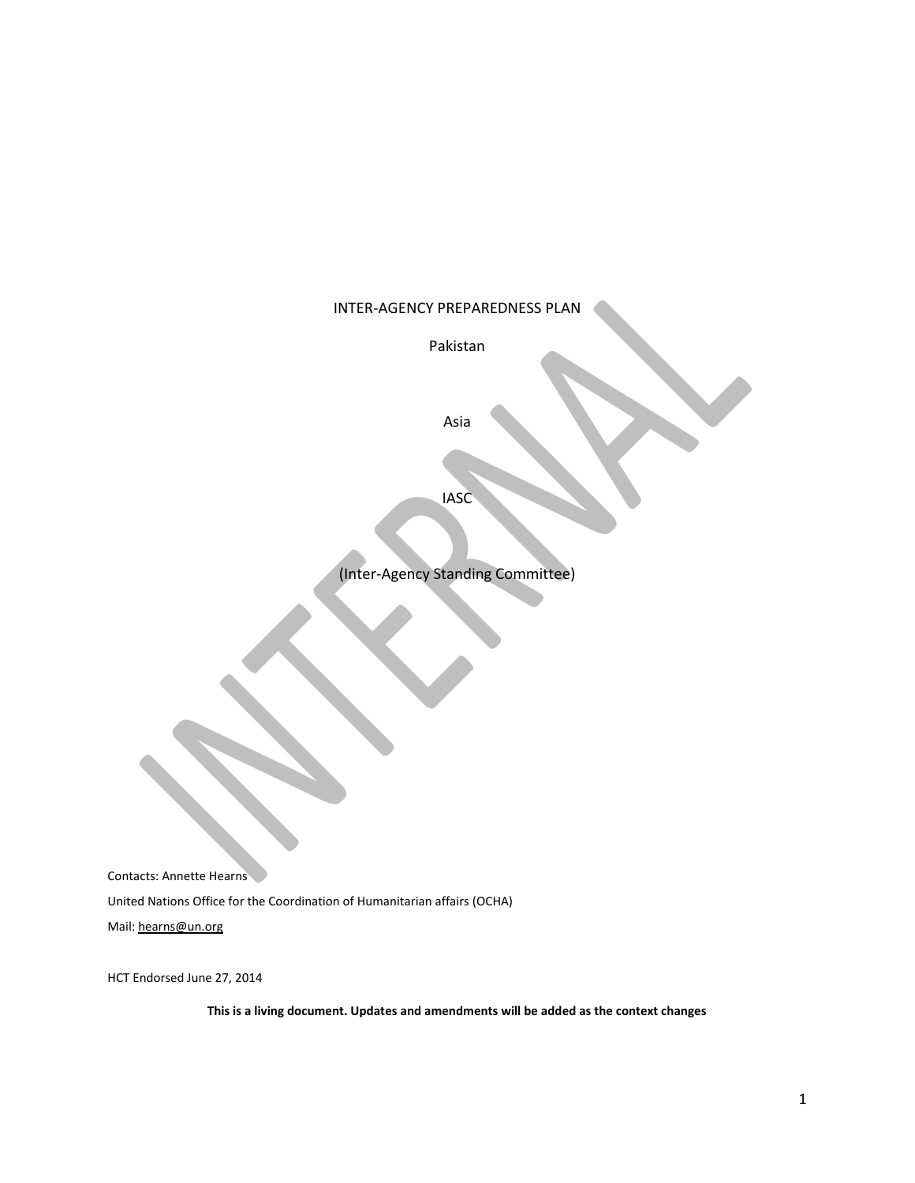# INTER-AGENCY PREPAREDNESS PLAN

Pakistan

Asia

IASC

(Inter-Agency Standing Committee)

INTERNAL

Contacts: Annette Hearns

United Nations Office for the Coordination of Humanitarian affairs (OCHA)

Mail: hearns@un.org

HCT Endorsed June 27, 2014

**This is a living document. Updates and amendments will be added as the context changes**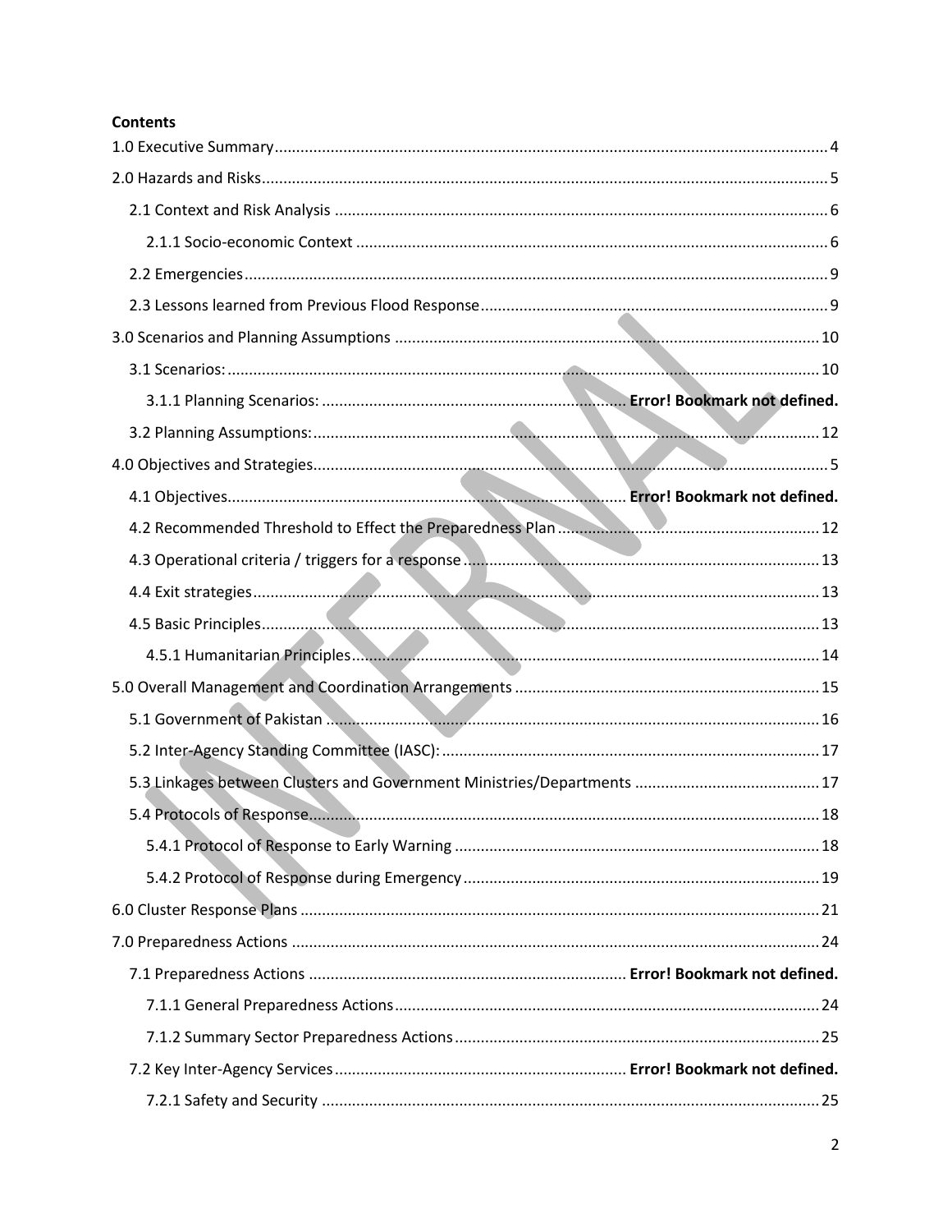**Contents**

1.0 Executive Summary .... 4

2.0 Hazards and Risks .... 5

- 2.1 Context and Risk Analysis .... 6
  - 2.1.1 Socio-economic Context .... 6
- 2.2 Emergencies .... 9
- 2.3 Lessons learned from Previous Flood Response .... 9

3.0 Scenarios and Planning Assumptions .... 10

- 3.1 Scenarios: .... 10
  - 3.1.1 Planning Scenarios: .... **Error! Bookmark not defined.**
- 3.2 Planning Assumptions: .... 12

4.0 Objectives and Strategies .... 5

- 4.1 Objectives .... **Error! Bookmark not defined.**
- 4.2 Recommended Threshold to Effect the Preparedness Plan .... 12
- 4.3 Operational criteria / triggers for a response .... 13
- 4.4 Exit strategies .... 13
- 4.5 Basic Principles .... 13
  - 4.5.1 Humanitarian Principles .... 14

5.0 Overall Management and Coordination Arrangements .... 15

- 5.1 Government of Pakistan .... 16
- 5.2 Inter-Agency Standing Committee (IASC): .... 17
- 5.3 Linkages between Clusters and Government Ministries/Departments .... 17
- 5.4 Protocols of Response .... 18
  - 5.4.1 Protocol of Response to Early Warning .... 18
  - 5.4.2 Protocol of Response during Emergency .... 19

6.0 Cluster Response Plans .... 21

7.0 Preparedness Actions .... 24

- 7.1 Preparedness Actions .... **Error! Bookmark not defined.**
  - 7.1.1 General Preparedness Actions .... 24
  - 7.1.2 Summary Sector Preparedness Actions .... 25
- 7.2 Key Inter-Agency Services .... **Error! Bookmark not defined.**
  - 7.2.1 Safety and Security .... 25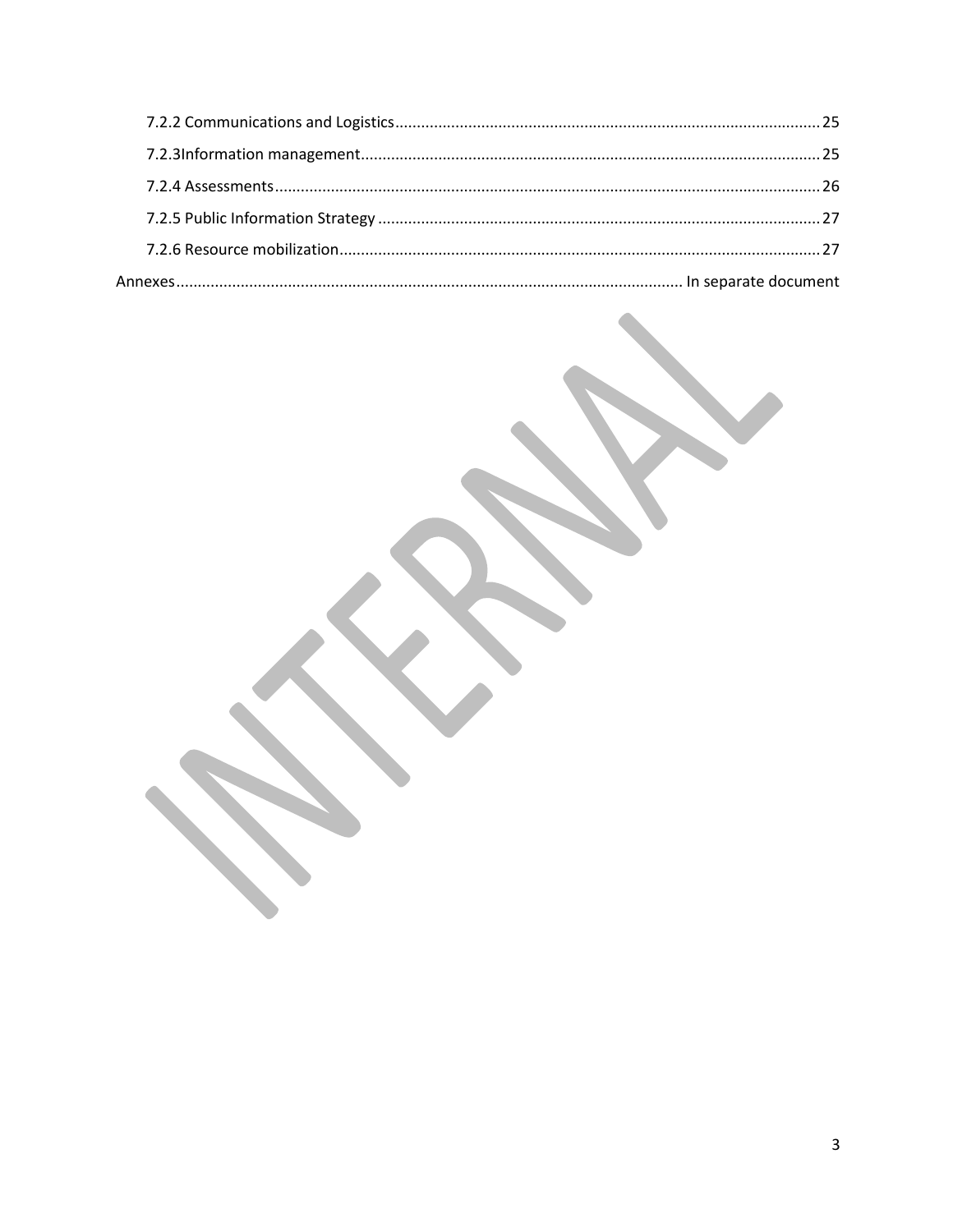7.2.2 Communications and Logistics .......... 25

7.2.3Information management .......... 25

7.2.4 Assessments .......... 26

7.2.5 Public Information Strategy .......... 27

7.2.6 Resource mobilization .......... 27

Annexes .......... In separate document

INTERNAL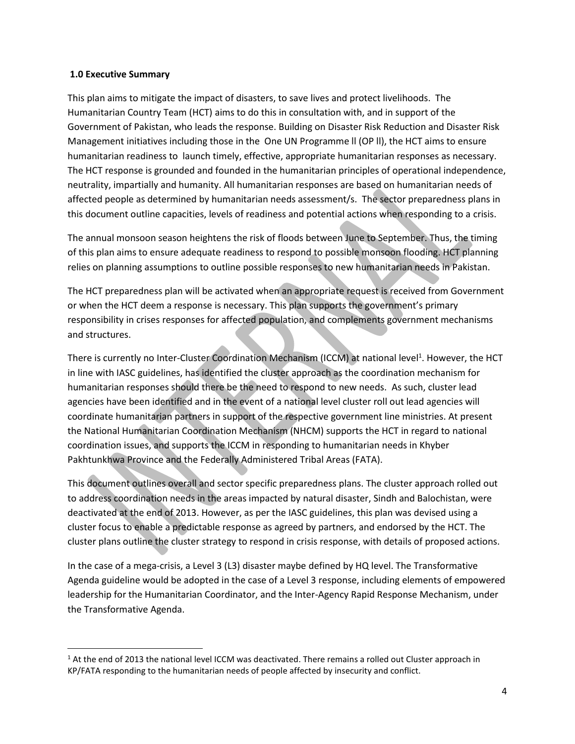### 1.0 Executive Summary

This plan aims to mitigate the impact of disasters, to save lives and protect livelihoods. The Humanitarian Country Team (HCT) aims to do this in consultation with, and in support of the Government of Pakistan, who leads the response. Building on Disaster Risk Reduction and Disaster Risk Management initiatives including those in the One UN Programme ll (OP ll), the HCT aims to ensure humanitarian readiness to launch timely, effective, appropriate humanitarian responses as necessary. The HCT response is grounded and founded in the humanitarian principles of operational independence, neutrality, impartially and humanity. All humanitarian responses are based on humanitarian needs of affected people as determined by humanitarian needs assessment/s. The sector preparedness plans in this document outline capacities, levels of readiness and potential actions when responding to a crisis.

The annual monsoon season heightens the risk of floods between June to September. Thus, the timing of this plan aims to ensure adequate readiness to respond to possible monsoon flooding. HCT planning relies on planning assumptions to outline possible responses to new humanitarian needs in Pakistan.

The HCT preparedness plan will be activated when an appropriate request is received from Government or when the HCT deem a response is necessary. This plan supports the government's primary responsibility in crises responses for affected population, and complements government mechanisms and structures.

There is currently no Inter-Cluster Coordination Mechanism (ICCM) at national level[1]. However, the HCT in line with IASC guidelines, has identified the cluster approach as the coordination mechanism for humanitarian responses should there be the need to respond to new needs. As such, cluster lead agencies have been identified and in the event of a national level cluster roll out lead agencies will coordinate humanitarian partners in support of the respective government line ministries. At present the National Humanitarian Coordination Mechanism (NHCM) supports the HCT in regard to national coordination issues, and supports the ICCM in responding to humanitarian needs in Khyber Pakhtunkhwa Province and the Federally Administered Tribal Areas (FATA).

This document outlines overall and sector specific preparedness plans. The cluster approach rolled out to address coordination needs in the areas impacted by natural disaster, Sindh and Balochistan, were deactivated at the end of 2013. However, as per the IASC guidelines, this plan was devised using a cluster focus to enable a predictable response as agreed by partners, and endorsed by the HCT. The cluster plans outline the cluster strategy to respond in crisis response, with details of proposed actions.

In the case of a mega-crisis, a Level 3 (L3) disaster maybe defined by HQ level. The Transformative Agenda guideline would be adopted in the case of a Level 3 response, including elements of empowered leadership for the Humanitarian Coordinator, and the Inter-Agency Rapid Response Mechanism, under the Transformative Agenda.

---

[1] At the end of 2013 the national level ICCM was deactivated. There remains a rolled out Cluster approach in KP/FATA responding to the humanitarian needs of people affected by insecurity and conflict.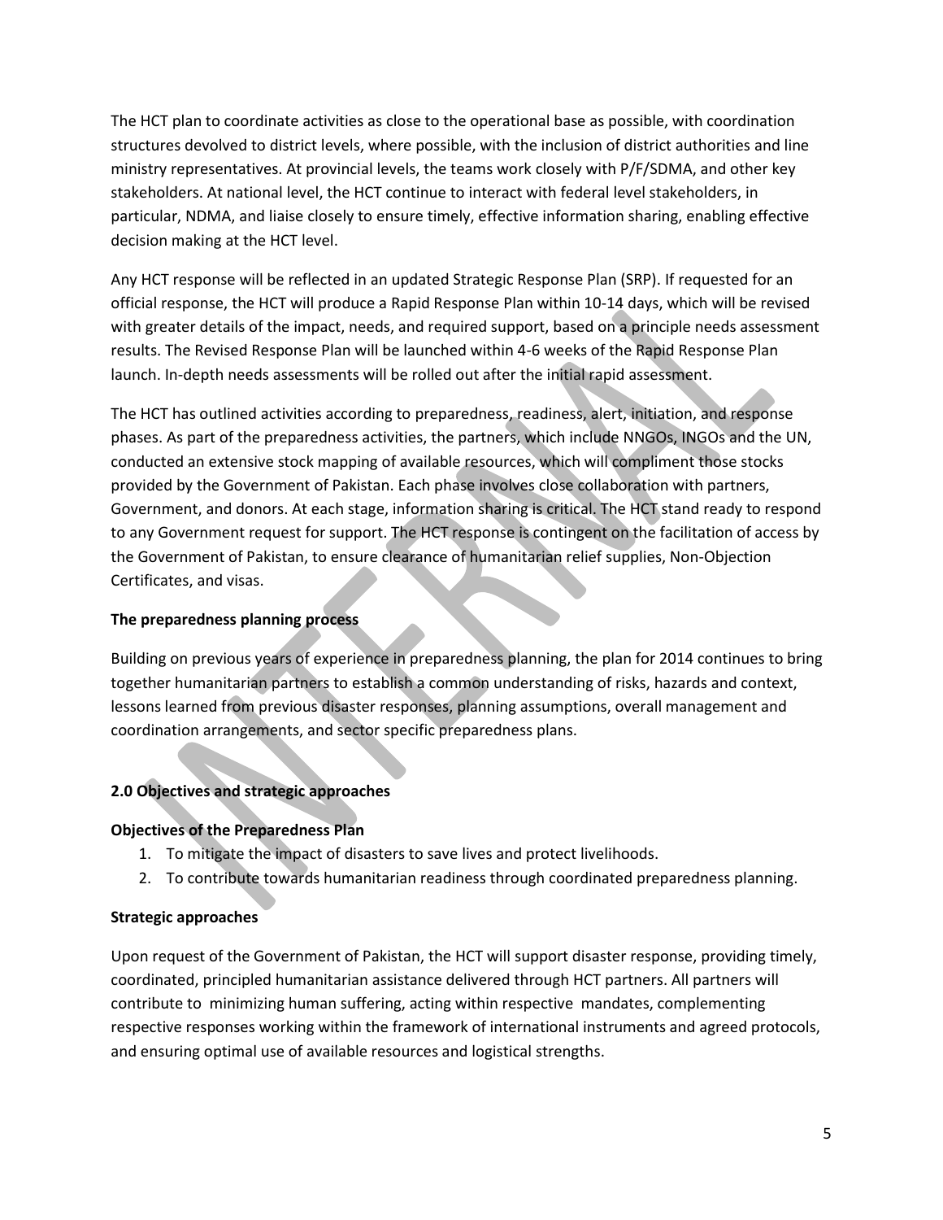The HCT plan to coordinate activities as close to the operational base as possible, with coordination structures devolved to district levels, where possible, with the inclusion of district authorities and line ministry representatives. At provincial levels, the teams work closely with P/F/SDMA, and other key stakeholders. At national level, the HCT continue to interact with federal level stakeholders, in particular, NDMA, and liaise closely to ensure timely, effective information sharing, enabling effective decision making at the HCT level.

Any HCT response will be reflected in an updated Strategic Response Plan (SRP). If requested for an official response, the HCT will produce a Rapid Response Plan within 10-14 days, which will be revised with greater details of the impact, needs, and required support, based on a principle needs assessment results. The Revised Response Plan will be launched within 4-6 weeks of the Rapid Response Plan launch. In-depth needs assessments will be rolled out after the initial rapid assessment.

The HCT has outlined activities according to preparedness, readiness, alert, initiation, and response phases. As part of the preparedness activities, the partners, which include NNGOs, INGOs and the UN, conducted an extensive stock mapping of available resources, which will compliment those stocks provided by the Government of Pakistan. Each phase involves close collaboration with partners, Government, and donors. At each stage, information sharing is critical. The HCT stand ready to respond to any Government request for support. The HCT response is contingent on the facilitation of access by the Government of Pakistan, to ensure clearance of humanitarian relief supplies, Non-Objection Certificates, and visas.

**The preparedness planning process**

Building on previous years of experience in preparedness planning, the plan for 2014 continues to bring together humanitarian partners to establish a common understanding of risks, hazards and context, lessons learned from previous disaster responses, planning assumptions, overall management and coordination arrangements, and sector specific preparedness plans.

## 2.0 Objectives and strategic approaches

**Objectives of the Preparedness Plan**

1. To mitigate the impact of disasters to save lives and protect livelihoods.
2. To contribute towards humanitarian readiness through coordinated preparedness planning.

**Strategic approaches**

Upon request of the Government of Pakistan, the HCT will support disaster response, providing timely, coordinated, principled humanitarian assistance delivered through HCT partners. All partners will contribute to minimizing human suffering, acting within respective mandates, complementing respective responses working within the framework of international instruments and agreed protocols, and ensuring optimal use of available resources and logistical strengths.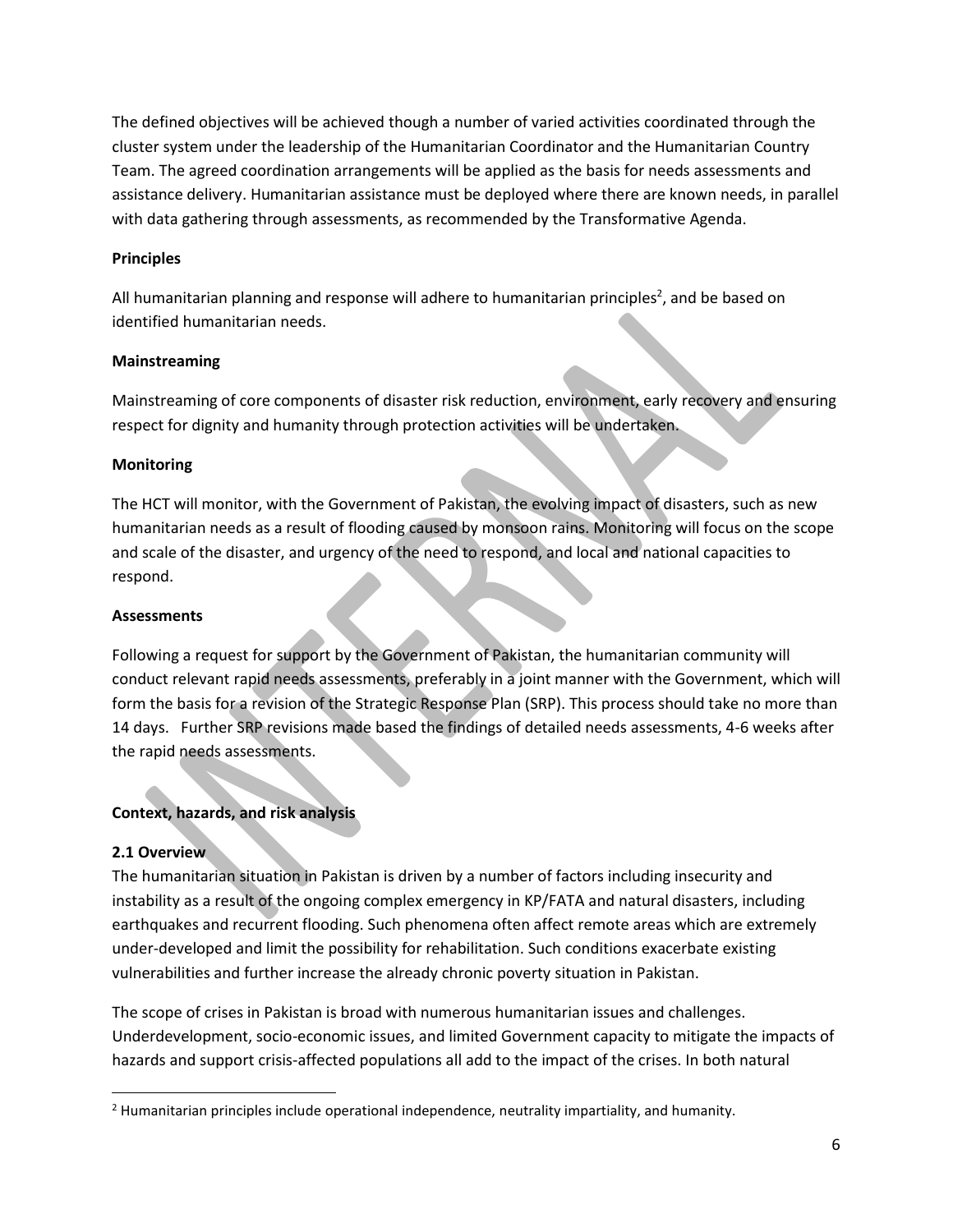The defined objectives will be achieved though a number of varied activities coordinated through the cluster system under the leadership of the Humanitarian Coordinator and the Humanitarian Country Team. The agreed coordination arrangements will be applied as the basis for needs assessments and assistance delivery. Humanitarian assistance must be deployed where there are known needs, in parallel with data gathering through assessments, as recommended by the Transformative Agenda.

**Principles**

All humanitarian planning and response will adhere to humanitarian principles[2], and be based on identified humanitarian needs.

**Mainstreaming**

Mainstreaming of core components of disaster risk reduction, environment, early recovery and ensuring respect for dignity and humanity through protection activities will be undertaken.

**Monitoring**

The HCT will monitor, with the Government of Pakistan, the evolving impact of disasters, such as new humanitarian needs as a result of flooding caused by monsoon rains. Monitoring will focus on the scope and scale of the disaster, and urgency of the need to respond, and local and national capacities to respond.

**Assessments**

Following a request for support by the Government of Pakistan, the humanitarian community will conduct relevant rapid needs assessments, preferably in a joint manner with the Government, which will form the basis for a revision of the Strategic Response Plan (SRP). This process should take no more than 14 days. Further SRP revisions made based the findings of detailed needs assessments, 4-6 weeks after the rapid needs assessments.

## Context, hazards, and risk analysis

### 2.1 Overview

The humanitarian situation in Pakistan is driven by a number of factors including insecurity and instability as a result of the ongoing complex emergency in KP/FATA and natural disasters, including earthquakes and recurrent flooding. Such phenomena often affect remote areas which are extremely under-developed and limit the possibility for rehabilitation. Such conditions exacerbate existing vulnerabilities and further increase the already chronic poverty situation in Pakistan.

The scope of crises in Pakistan is broad with numerous humanitarian issues and challenges. Underdevelopment, socio-economic issues, and limited Government capacity to mitigate the impacts of hazards and support crisis-affected populations all add to the impact of the crises. In both natural

---

[2] Humanitarian principles include operational independence, neutrality impartiality, and humanity.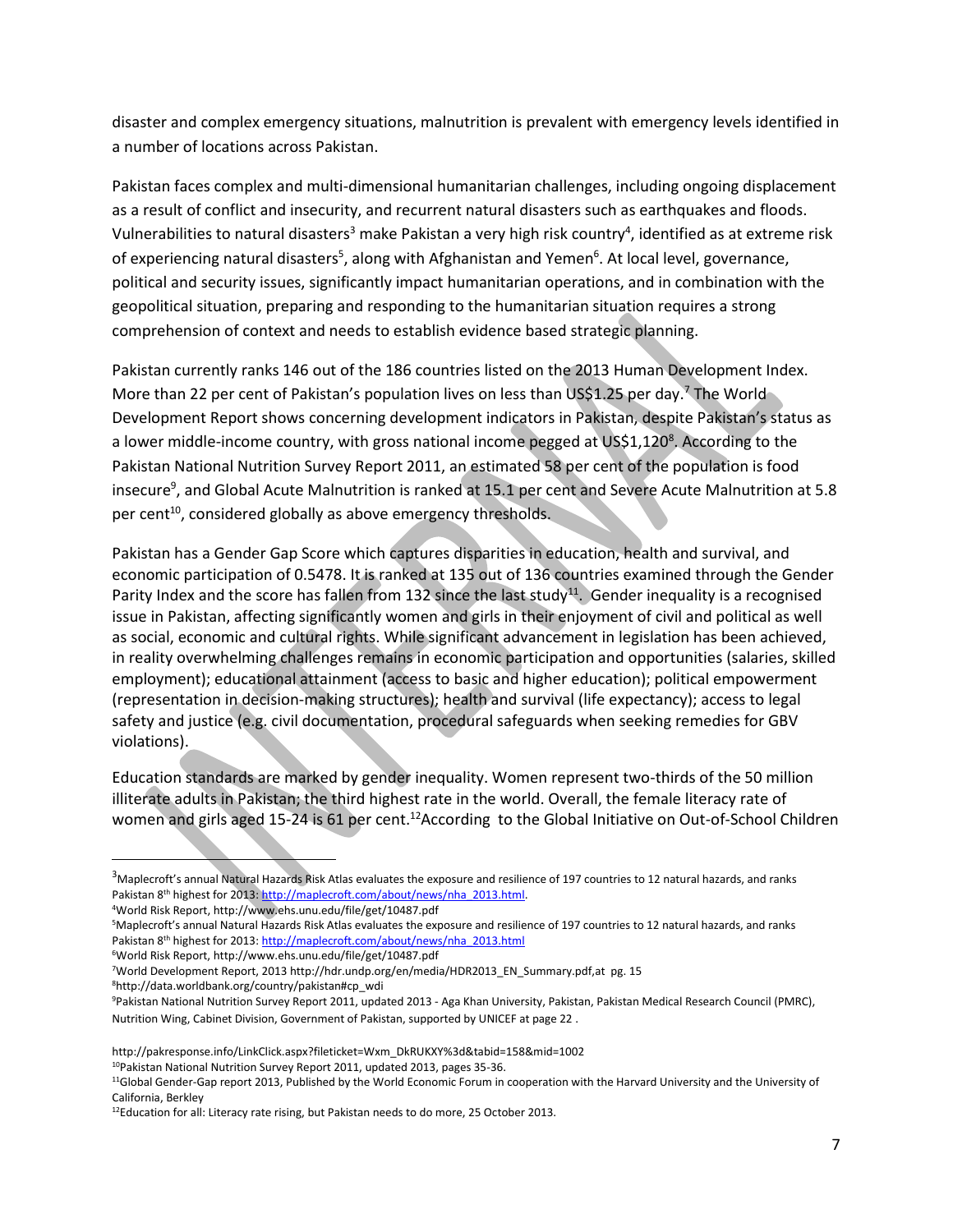disaster and complex emergency situations, malnutrition is prevalent with emergency levels identified in a number of locations across Pakistan.

Pakistan faces complex and multi-dimensional humanitarian challenges, including ongoing displacement as a result of conflict and insecurity, and recurrent natural disasters such as earthquakes and floods. Vulnerabilities to natural disasters[3] make Pakistan a very high risk country[4], identified as at extreme risk of experiencing natural disasters[5], along with Afghanistan and Yemen[6]. At local level, governance, political and security issues, significantly impact humanitarian operations, and in combination with the geopolitical situation, preparing and responding to the humanitarian situation requires a strong comprehension of context and needs to establish evidence based strategic planning.

Pakistan currently ranks 146 out of the 186 countries listed on the 2013 Human Development Index. More than 22 per cent of Pakistan's population lives on less than US$1.25 per day.[7] The World Development Report shows concerning development indicators in Pakistan, despite Pakistan's status as a lower middle-income country, with gross national income pegged at US$1,120[8]. According to the Pakistan National Nutrition Survey Report 2011, an estimated 58 per cent of the population is food insecure[9], and Global Acute Malnutrition is ranked at 15.1 per cent and Severe Acute Malnutrition at 5.8 per cent[10], considered globally as above emergency thresholds.

Pakistan has a Gender Gap Score which captures disparities in education, health and survival, and economic participation of 0.5478. It is ranked at 135 out of 136 countries examined through the Gender Parity Index and the score has fallen from 132 since the last study[11]. Gender inequality is a recognised issue in Pakistan, affecting significantly women and girls in their enjoyment of civil and political as well as social, economic and cultural rights. While significant advancement in legislation has been achieved, in reality overwhelming challenges remains in economic participation and opportunities (salaries, skilled employment); educational attainment (access to basic and higher education); political empowerment (representation in decision-making structures); health and survival (life expectancy); access to legal safety and justice (e.g. civil documentation, procedural safeguards when seeking remedies for GBV violations).

Education standards are marked by gender inequality. Women represent two-thirds of the 50 million illiterate adults in Pakistan; the third highest rate in the world. Overall, the female literacy rate of women and girls aged 15-24 is 61 per cent.[12]According to the Global Initiative on Out-of-School Children

---

[3]Maplecroft's annual Natural Hazards Risk Atlas evaluates the exposure and resilience of 197 countries to 12 natural hazards, and ranks Pakistan 8th highest for 2013: http://maplecroft.com/about/news/nha_2013.html.

[4]World Risk Report, http://www.ehs.unu.edu/file/get/10487.pdf

[5]Maplecroft's annual Natural Hazards Risk Atlas evaluates the exposure and resilience of 197 countries to 12 natural hazards, and ranks Pakistan 8th highest for 2013: http://maplecroft.com/about/news/nha_2013.html

[6]World Risk Report, http://www.ehs.unu.edu/file/get/10487.pdf

[7]World Development Report, 2013 http://hdr.undp.org/en/media/HDR2013_EN_Summary.pdf,at pg. 15

[8]http://data.worldbank.org/country/pakistan#cp_wdi

[9]Pakistan National Nutrition Survey Report 2011, updated 2013 - Aga Khan University, Pakistan, Pakistan Medical Research Council (PMRC), Nutrition Wing, Cabinet Division, Government of Pakistan, supported by UNICEF at page 22 .

http://pakresponse.info/LinkClick.aspx?fileticket=Wxm_DkRUKXY%3d&tabid=158&mid=1002

[10]Pakistan National Nutrition Survey Report 2011, updated 2013, pages 35-36.

[11]Global Gender-Gap report 2013, Published by the World Economic Forum in cooperation with the Harvard University and the University of California, Berkley

[12]Education for all: Literacy rate rising, but Pakistan needs to do more, 25 October 2013.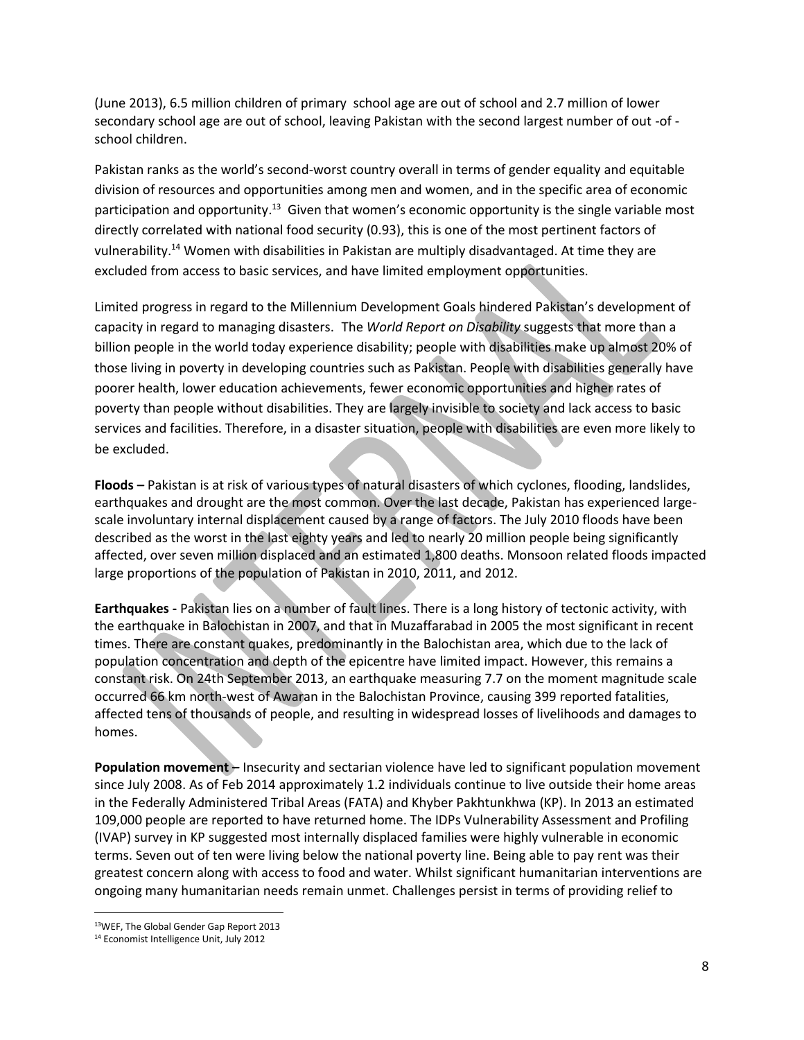(June 2013), 6.5 million children of primary school age are out of school and 2.7 million of lower secondary school age are out of school, leaving Pakistan with the second largest number of out -of - school children.

Pakistan ranks as the world's second-worst country overall in terms of gender equality and equitable division of resources and opportunities among men and women, and in the specific area of economic participation and opportunity.[13] Given that women's economic opportunity is the single variable most directly correlated with national food security (0.93), this is one of the most pertinent factors of vulnerability.[14] Women with disabilities in Pakistan are multiply disadvantaged. At time they are excluded from access to basic services, and have limited employment opportunities.

Limited progress in regard to the Millennium Development Goals hindered Pakistan's development of capacity in regard to managing disasters. The *World Report on Disability* suggests that more than a billion people in the world today experience disability; people with disabilities make up almost 20% of those living in poverty in developing countries such as Pakistan. People with disabilities generally have poorer health, lower education achievements, fewer economic opportunities and higher rates of poverty than people without disabilities. They are largely invisible to society and lack access to basic services and facilities. Therefore, in a disaster situation, people with disabilities are even more likely to be excluded.

**Floods –** Pakistan is at risk of various types of natural disasters of which cyclones, flooding, landslides, earthquakes and drought are the most common. Over the last decade, Pakistan has experienced large-scale involuntary internal displacement caused by a range of factors. The July 2010 floods have been described as the worst in the last eighty years and led to nearly 20 million people being significantly affected, over seven million displaced and an estimated 1,800 deaths. Monsoon related floods impacted large proportions of the population of Pakistan in 2010, 2011, and 2012.

**Earthquakes -** Pakistan lies on a number of fault lines. There is a long history of tectonic activity, with the earthquake in Balochistan in 2007, and that in Muzaffarabad in 2005 the most significant in recent times. There are constant quakes, predominantly in the Balochistan area, which due to the lack of population concentration and depth of the epicentre have limited impact. However, this remains a constant risk. On 24th September 2013, an earthquake measuring 7.7 on the moment magnitude scale occurred 66 km north-west of Awaran in the Balochistan Province, causing 399 reported fatalities, affected tens of thousands of people, and resulting in widespread losses of livelihoods and damages to homes.

**Population movement –** Insecurity and sectarian violence have led to significant population movement since July 2008. As of Feb 2014 approximately 1.2 individuals continue to live outside their home areas in the Federally Administered Tribal Areas (FATA) and Khyber Pakhtunkhwa (KP). In 2013 an estimated 109,000 people are reported to have returned home. The IDPs Vulnerability Assessment and Profiling (IVAP) survey in KP suggested most internally displaced families were highly vulnerable in economic terms. Seven out of ten were living below the national poverty line. Being able to pay rent was their greatest concern along with access to food and water. Whilst significant humanitarian interventions are ongoing many humanitarian needs remain unmet. Challenges persist in terms of providing relief to

---

[13] WEF, The Global Gender Gap Report 2013

[14] Economist Intelligence Unit, July 2012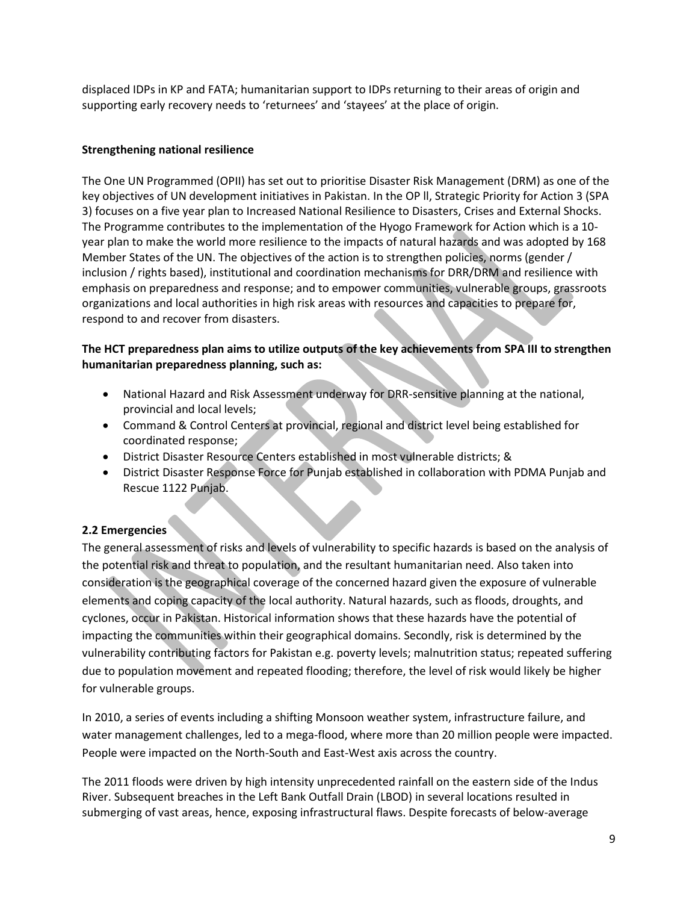displaced IDPs in KP and FATA; humanitarian support to IDPs returning to their areas of origin and supporting early recovery needs to 'returnees' and 'stayees' at the place of origin.

**Strengthening national resilience**

The One UN Programmed (OPII) has set out to prioritise Disaster Risk Management (DRM) as one of the key objectives of UN development initiatives in Pakistan. In the OP ll, Strategic Priority for Action 3 (SPA 3) focuses on a five year plan to Increased National Resilience to Disasters, Crises and External Shocks. The Programme contributes to the implementation of the Hyogo Framework for Action which is a 10-year plan to make the world more resilience to the impacts of natural hazards and was adopted by 168 Member States of the UN. The objectives of the action is to strengthen policies, norms (gender / inclusion / rights based), institutional and coordination mechanisms for DRR/DRM and resilience with emphasis on preparedness and response; and to empower communities, vulnerable groups, grassroots organizations and local authorities in high risk areas with resources and capacities to prepare for, respond to and recover from disasters.

**The HCT preparedness plan aims to utilize outputs of the key achievements from SPA III to strengthen humanitarian preparedness planning, such as:**

- National Hazard and Risk Assessment underway for DRR-sensitive planning at the national, provincial and local levels;
- Command & Control Centers at provincial, regional and district level being established for coordinated response;
- District Disaster Resource Centers established in most vulnerable districts; &
- District Disaster Response Force for Punjab established in collaboration with PDMA Punjab and Rescue 1122 Punjab.

## 2.2 Emergencies

The general assessment of risks and levels of vulnerability to specific hazards is based on the analysis of the potential risk and threat to population, and the resultant humanitarian need. Also taken into consideration is the geographical coverage of the concerned hazard given the exposure of vulnerable elements and coping capacity of the local authority. Natural hazards, such as floods, droughts, and cyclones, occur in Pakistan. Historical information shows that these hazards have the potential of impacting the communities within their geographical domains. Secondly, risk is determined by the vulnerability contributing factors for Pakistan e.g. poverty levels; malnutrition status; repeated suffering due to population movement and repeated flooding; therefore, the level of risk would likely be higher for vulnerable groups.

In 2010, a series of events including a shifting Monsoon weather system, infrastructure failure, and water management challenges, led to a mega-flood, where more than 20 million people were impacted. People were impacted on the North-South and East-West axis across the country.

The 2011 floods were driven by high intensity unprecedented rainfall on the eastern side of the Indus River. Subsequent breaches in the Left Bank Outfall Drain (LBOD) in several locations resulted in submerging of vast areas, hence, exposing infrastructural flaws. Despite forecasts of below-average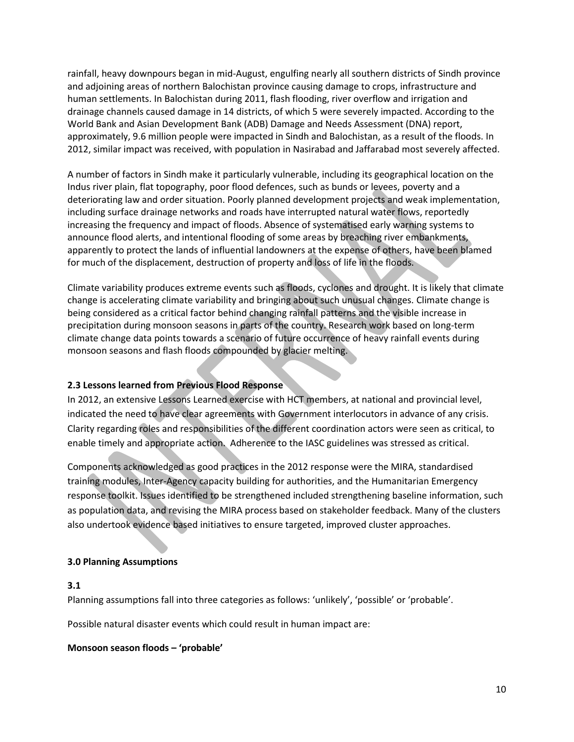rainfall, heavy downpours began in mid-August, engulfing nearly all southern districts of Sindh province and adjoining areas of northern Balochistan province causing damage to crops, infrastructure and human settlements. In Balochistan during 2011, flash flooding, river overflow and irrigation and drainage channels caused damage in 14 districts, of which 5 were severely impacted. According to the World Bank and Asian Development Bank (ADB) Damage and Needs Assessment (DNA) report, approximately, 9.6 million people were impacted in Sindh and Balochistan, as a result of the floods. In 2012, similar impact was received, with population in Nasirabad and Jaffarabad most severely affected.

A number of factors in Sindh make it particularly vulnerable, including its geographical location on the Indus river plain, flat topography, poor flood defences, such as bunds or levees, poverty and a deteriorating law and order situation. Poorly planned development projects and weak implementation, including surface drainage networks and roads have interrupted natural water flows, reportedly increasing the frequency and impact of floods. Absence of systematised early warning systems to announce flood alerts, and intentional flooding of some areas by breaching river embankments, apparently to protect the lands of influential landowners at the expense of others, have been blamed for much of the displacement, destruction of property and loss of life in the floods.

Climate variability produces extreme events such as floods, cyclones and drought. It is likely that climate change is accelerating climate variability and bringing about such unusual changes. Climate change is being considered as a critical factor behind changing rainfall patterns and the visible increase in precipitation during monsoon seasons in parts of the country. Research work based on long-term climate change data points towards a scenario of future occurrence of heavy rainfall events during monsoon seasons and flash floods compounded by glacier melting.

### 2.3 Lessons learned from Previous Flood Response

In 2012, an extensive Lessons Learned exercise with HCT members, at national and provincial level, indicated the need to have clear agreements with Government interlocutors in advance of any crisis. Clarity regarding roles and responsibilities of the different coordination actors were seen as critical, to enable timely and appropriate action. Adherence to the IASC guidelines was stressed as critical.

Components acknowledged as good practices in the 2012 response were the MIRA, standardised training modules, Inter-Agency capacity building for authorities, and the Humanitarian Emergency response toolkit. Issues identified to be strengthened included strengthening baseline information, such as population data, and revising the MIRA process based on stakeholder feedback. Many of the clusters also undertook evidence based initiatives to ensure targeted, improved cluster approaches.

## 3.0 Planning Assumptions

### 3.1

Planning assumptions fall into three categories as follows: 'unlikely', 'possible' or 'probable'.

Possible natural disaster events which could result in human impact are:

**Monsoon season floods – 'probable'**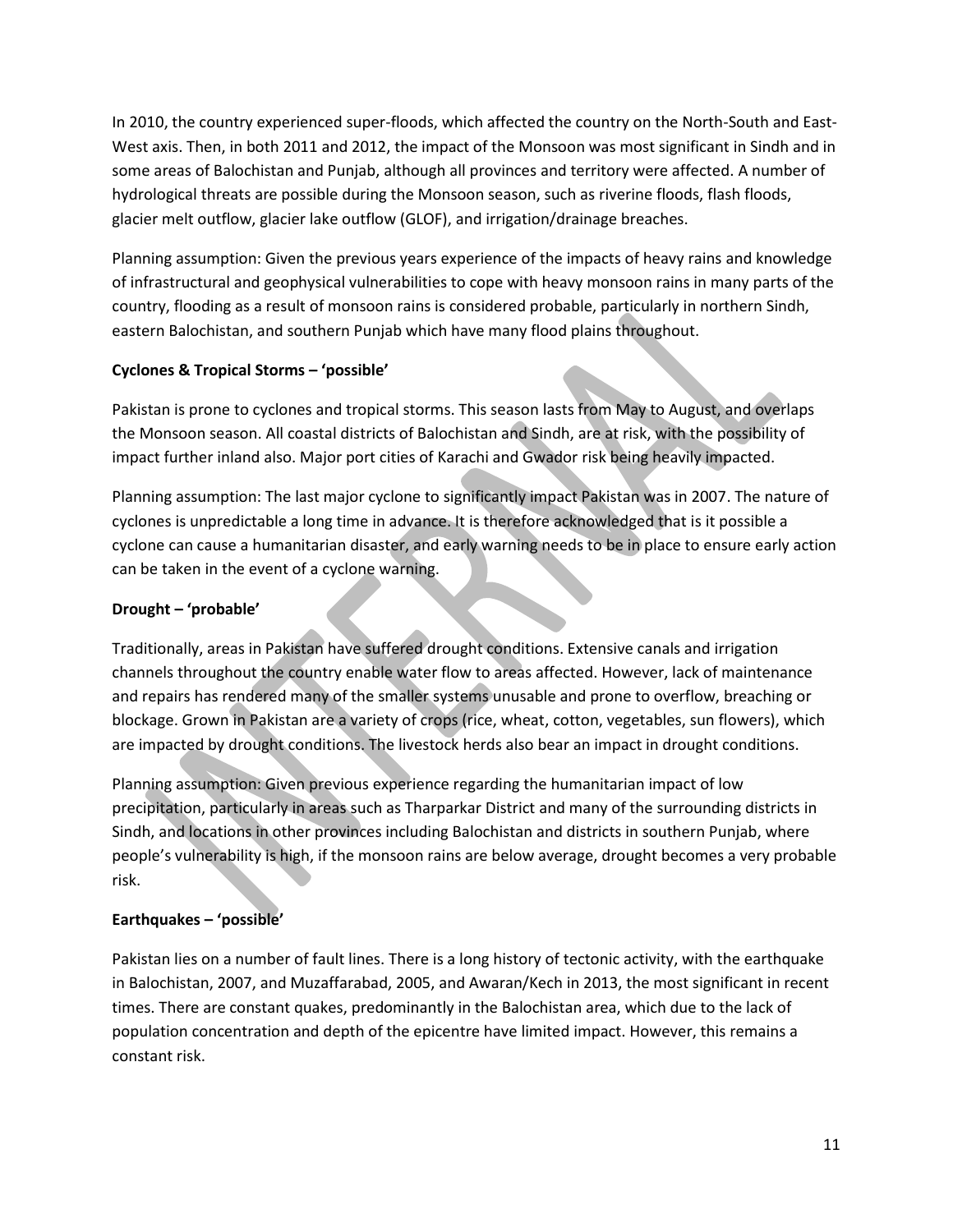In 2010, the country experienced super-floods, which affected the country on the North-South and East-West axis. Then, in both 2011 and 2012, the impact of the Monsoon was most significant in Sindh and in some areas of Balochistan and Punjab, although all provinces and territory were affected. A number of hydrological threats are possible during the Monsoon season, such as riverine floods, flash floods, glacier melt outflow, glacier lake outflow (GLOF), and irrigation/drainage breaches.

Planning assumption: Given the previous years experience of the impacts of heavy rains and knowledge of infrastructural and geophysical vulnerabilities to cope with heavy monsoon rains in many parts of the country, flooding as a result of monsoon rains is considered probable, particularly in northern Sindh, eastern Balochistan, and southern Punjab which have many flood plains throughout.

**Cyclones & Tropical Storms – 'possible'**

Pakistan is prone to cyclones and tropical storms. This season lasts from May to August, and overlaps the Monsoon season. All coastal districts of Balochistan and Sindh, are at risk, with the possibility of impact further inland also. Major port cities of Karachi and Gwador risk being heavily impacted.

Planning assumption: The last major cyclone to significantly impact Pakistan was in 2007. The nature of cyclones is unpredictable a long time in advance. It is therefore acknowledged that is it possible a cyclone can cause a humanitarian disaster, and early warning needs to be in place to ensure early action can be taken in the event of a cyclone warning.

**Drought – 'probable'**

Traditionally, areas in Pakistan have suffered drought conditions. Extensive canals and irrigation channels throughout the country enable water flow to areas affected. However, lack of maintenance and repairs has rendered many of the smaller systems unusable and prone to overflow, breaching or blockage. Grown in Pakistan are a variety of crops (rice, wheat, cotton, vegetables, sun flowers), which are impacted by drought conditions. The livestock herds also bear an impact in drought conditions.

Planning assumption: Given previous experience regarding the humanitarian impact of low precipitation, particularly in areas such as Tharparkar District and many of the surrounding districts in Sindh, and locations in other provinces including Balochistan and districts in southern Punjab, where people's vulnerability is high, if the monsoon rains are below average, drought becomes a very probable risk.

**Earthquakes – 'possible'**

Pakistan lies on a number of fault lines. There is a long history of tectonic activity, with the earthquake in Balochistan, 2007, and Muzaffarabad, 2005, and Awaran/Kech in 2013, the most significant in recent times. There are constant quakes, predominantly in the Balochistan area, which due to the lack of population concentration and depth of the epicentre have limited impact. However, this remains a constant risk.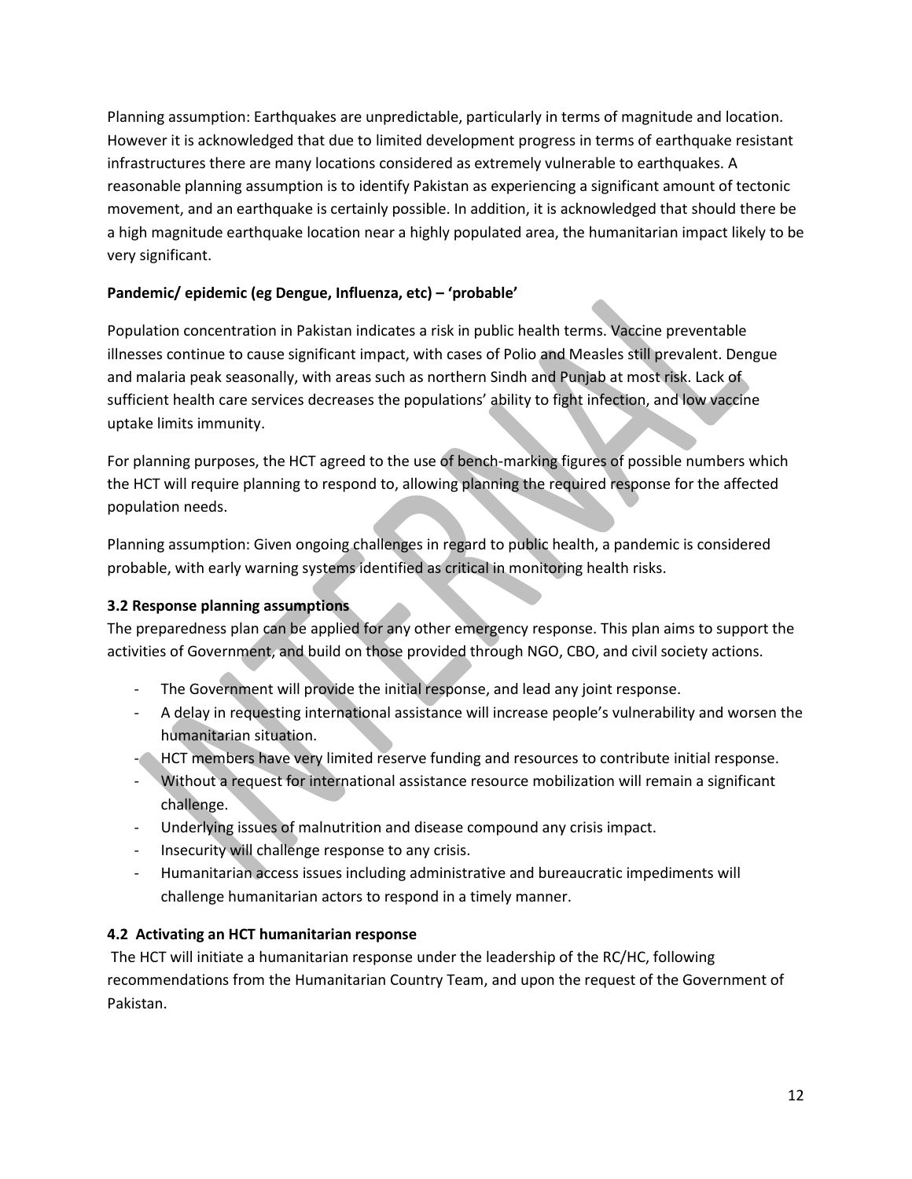Planning assumption: Earthquakes are unpredictable, particularly in terms of magnitude and location. However it is acknowledged that due to limited development progress in terms of earthquake resistant infrastructures there are many locations considered as extremely vulnerable to earthquakes. A reasonable planning assumption is to identify Pakistan as experiencing a significant amount of tectonic movement, and an earthquake is certainly possible. In addition, it is acknowledged that should there be a high magnitude earthquake location near a highly populated area, the humanitarian impact likely to be very significant.

**Pandemic/ epidemic (eg Dengue, Influenza, etc) – 'probable'**

Population concentration in Pakistan indicates a risk in public health terms. Vaccine preventable illnesses continue to cause significant impact, with cases of Polio and Measles still prevalent. Dengue and malaria peak seasonally, with areas such as northern Sindh and Punjab at most risk. Lack of sufficient health care services decreases the populations' ability to fight infection, and low vaccine uptake limits immunity.

For planning purposes, the HCT agreed to the use of bench-marking figures of possible numbers which the HCT will require planning to respond to, allowing planning the required response for the affected population needs.

Planning assumption: Given ongoing challenges in regard to public health, a pandemic is considered probable, with early warning systems identified as critical in monitoring health risks.

### 3.2 Response planning assumptions

The preparedness plan can be applied for any other emergency response. This plan aims to support the activities of Government, and build on those provided through NGO, CBO, and civil society actions.

- The Government will provide the initial response, and lead any joint response.
- A delay in requesting international assistance will increase people's vulnerability and worsen the humanitarian situation.
- HCT members have very limited reserve funding and resources to contribute initial response.
- Without a request for international assistance resource mobilization will remain a significant challenge.
- Underlying issues of malnutrition and disease compound any crisis impact.
- Insecurity will challenge response to any crisis.
- Humanitarian access issues including administrative and bureaucratic impediments will challenge humanitarian actors to respond in a timely manner.

### 4.2 Activating an HCT humanitarian response

The HCT will initiate a humanitarian response under the leadership of the RC/HC, following recommendations from the Humanitarian Country Team, and upon the request of the Government of Pakistan.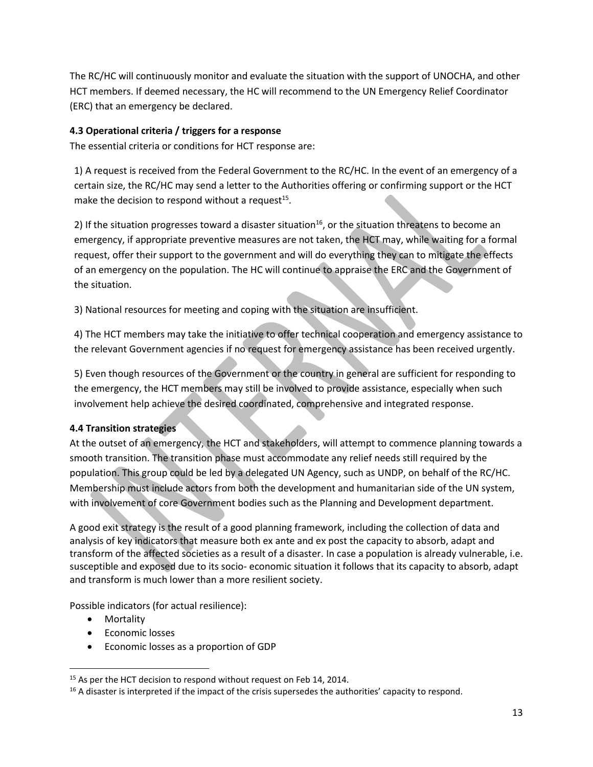The RC/HC will continuously monitor and evaluate the situation with the support of UNOCHA, and other HCT members. If deemed necessary, the HC will recommend to the UN Emergency Relief Coordinator (ERC) that an emergency be declared.

### 4.3 Operational criteria / triggers for a response

The essential criteria or conditions for HCT response are:

1) A request is received from the Federal Government to the RC/HC. In the event of an emergency of a certain size, the RC/HC may send a letter to the Authorities offering or confirming support or the HCT make the decision to respond without a request[15].

2) If the situation progresses toward a disaster situation[16], or the situation threatens to become an emergency, if appropriate preventive measures are not taken, the HCT may, while waiting for a formal request, offer their support to the government and will do everything they can to mitigate the effects of an emergency on the population. The HC will continue to appraise the ERC and the Government of the situation.

3) National resources for meeting and coping with the situation are insufficient.

4) The HCT members may take the initiative to offer technical cooperation and emergency assistance to the relevant Government agencies if no request for emergency assistance has been received urgently.

5) Even though resources of the Government or the country in general are sufficient for responding to the emergency, the HCT members may still be involved to provide assistance, especially when such involvement help achieve the desired coordinated, comprehensive and integrated response.

### 4.4 Transition strategies

At the outset of an emergency, the HCT and stakeholders, will attempt to commence planning towards a smooth transition. The transition phase must accommodate any relief needs still required by the population. This group could be led by a delegated UN Agency, such as UNDP, on behalf of the RC/HC. Membership must include actors from both the development and humanitarian side of the UN system, with involvement of core Government bodies such as the Planning and Development department.

A good exit strategy is the result of a good planning framework, including the collection of data and analysis of key indicators that measure both ex ante and ex post the capacity to absorb, adapt and transform of the affected societies as a result of a disaster. In case a population is already vulnerable, i.e. susceptible and exposed due to its socio- economic situation it follows that its capacity to absorb, adapt and transform is much lower than a more resilient society.

Possible indicators (for actual resilience):

- Mortality
- Economic losses
- Economic losses as a proportion of GDP

[15] As per the HCT decision to respond without request on Feb 14, 2014.

[16] A disaster is interpreted if the impact of the crisis supersedes the authorities' capacity to respond.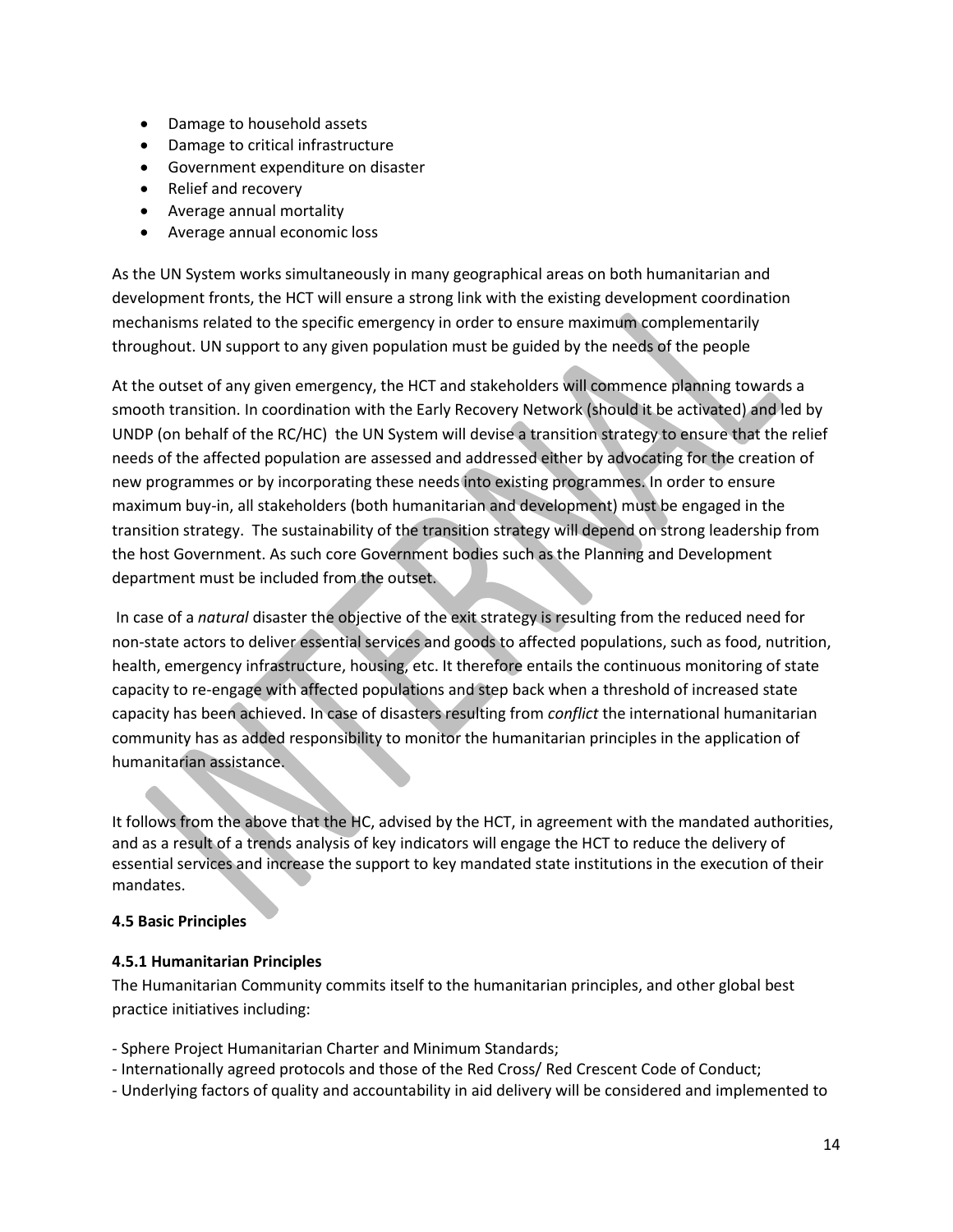- Damage to household assets
- Damage to critical infrastructure
- Government expenditure on disaster
- Relief and recovery
- Average annual mortality
- Average annual economic loss

As the UN System works simultaneously in many geographical areas on both humanitarian and development fronts, the HCT will ensure a strong link with the existing development coordination mechanisms related to the specific emergency in order to ensure maximum complementarily throughout. UN support to any given population must be guided by the needs of the people

At the outset of any given emergency, the HCT and stakeholders will commence planning towards a smooth transition. In coordination with the Early Recovery Network (should it be activated) and led by UNDP (on behalf of the RC/HC) the UN System will devise a transition strategy to ensure that the relief needs of the affected population are assessed and addressed either by advocating for the creation of new programmes or by incorporating these needs into existing programmes. In order to ensure maximum buy-in, all stakeholders (both humanitarian and development) must be engaged in the transition strategy. The sustainability of the transition strategy will depend on strong leadership from the host Government. As such core Government bodies such as the Planning and Development department must be included from the outset.

In case of a *natural* disaster the objective of the exit strategy is resulting from the reduced need for non-state actors to deliver essential services and goods to affected populations, such as food, nutrition, health, emergency infrastructure, housing, etc. It therefore entails the continuous monitoring of state capacity to re-engage with affected populations and step back when a threshold of increased state capacity has been achieved. In case of disasters resulting from *conflict* the international humanitarian community has as added responsibility to monitor the humanitarian principles in the application of humanitarian assistance.

It follows from the above that the HC, advised by the HCT, in agreement with the mandated authorities, and as a result of a trends analysis of key indicators will engage the HCT to reduce the delivery of essential services and increase the support to key mandated state institutions in the execution of their mandates.

**4.5 Basic Principles**

**4.5.1 Humanitarian Principles**

The Humanitarian Community commits itself to the humanitarian principles, and other global best practice initiatives including:

- Sphere Project Humanitarian Charter and Minimum Standards;
- Internationally agreed protocols and those of the Red Cross/ Red Crescent Code of Conduct;
- Underlying factors of quality and accountability in aid delivery will be considered and implemented to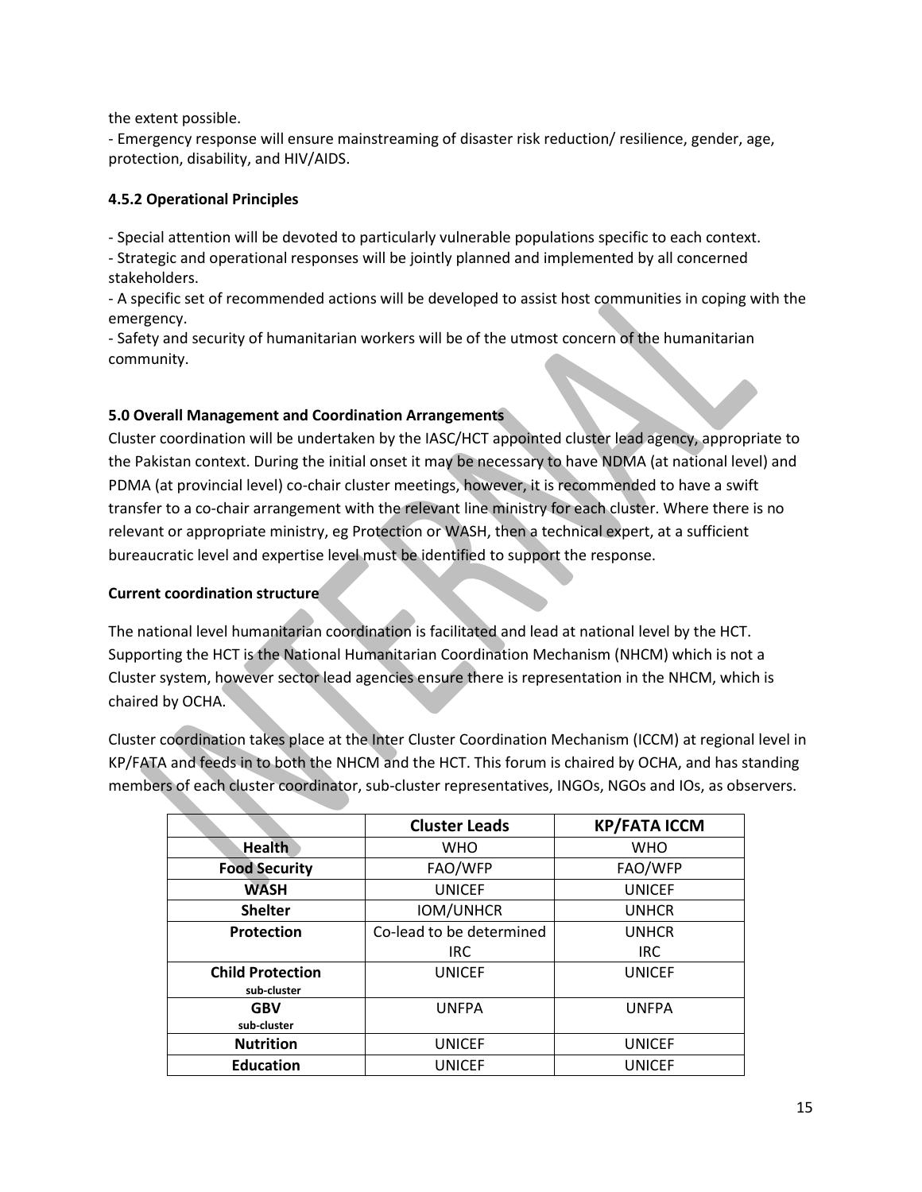the extent possible.
- Emergency response will ensure mainstreaming of disaster risk reduction/ resilience, gender, age, protection, disability, and HIV/AIDS.

### 4.5.2 Operational Principles

- Special attention will be devoted to particularly vulnerable populations specific to each context.
- Strategic and operational responses will be jointly planned and implemented by all concerned stakeholders.
- A specific set of recommended actions will be developed to assist host communities in coping with the emergency.
- Safety and security of humanitarian workers will be of the utmost concern of the humanitarian community.

## 5.0 Overall Management and Coordination Arrangements

Cluster coordination will be undertaken by the IASC/HCT appointed cluster lead agency, appropriate to the Pakistan context. During the initial onset it may be necessary to have NDMA (at national level) and PDMA (at provincial level) co-chair cluster meetings, however, it is recommended to have a swift transfer to a co-chair arrangement with the relevant line ministry for each cluster. Where there is no relevant or appropriate ministry, eg Protection or WASH, then a technical expert, at a sufficient bureaucratic level and expertise level must be identified to support the response.

### Current coordination structure

The national level humanitarian coordination is facilitated and lead at national level by the HCT. Supporting the HCT is the National Humanitarian Coordination Mechanism (NHCM) which is not a Cluster system, however sector lead agencies ensure there is representation in the NHCM, which is chaired by OCHA.

Cluster coordination takes place at the Inter Cluster Coordination Mechanism (ICCM) at regional level in KP/FATA and feeds in to both the NHCM and the HCT. This forum is chaired by OCHA, and has standing members of each cluster coordinator, sub-cluster representatives, INGOs, NGOs and IOs, as observers.

| | Cluster Leads | KP/FATA ICCM |
|---|---|---|
| **Health** | WHO | WHO |
| **Food Security** | FAO/WFP | FAO/WFP |
| **WASH** | UNICEF | UNICEF |
| **Shelter** | IOM/UNHCR | UNHCR |
| **Protection** | Co-lead to be determined IRC | UNHCR IRC |
| **Child Protection** sub-cluster | UNICEF | UNICEF |
| **GBV** sub-cluster | UNFPA | UNFPA |
| **Nutrition** | UNICEF | UNICEF |
| **Education** | UNICEF | UNICEF |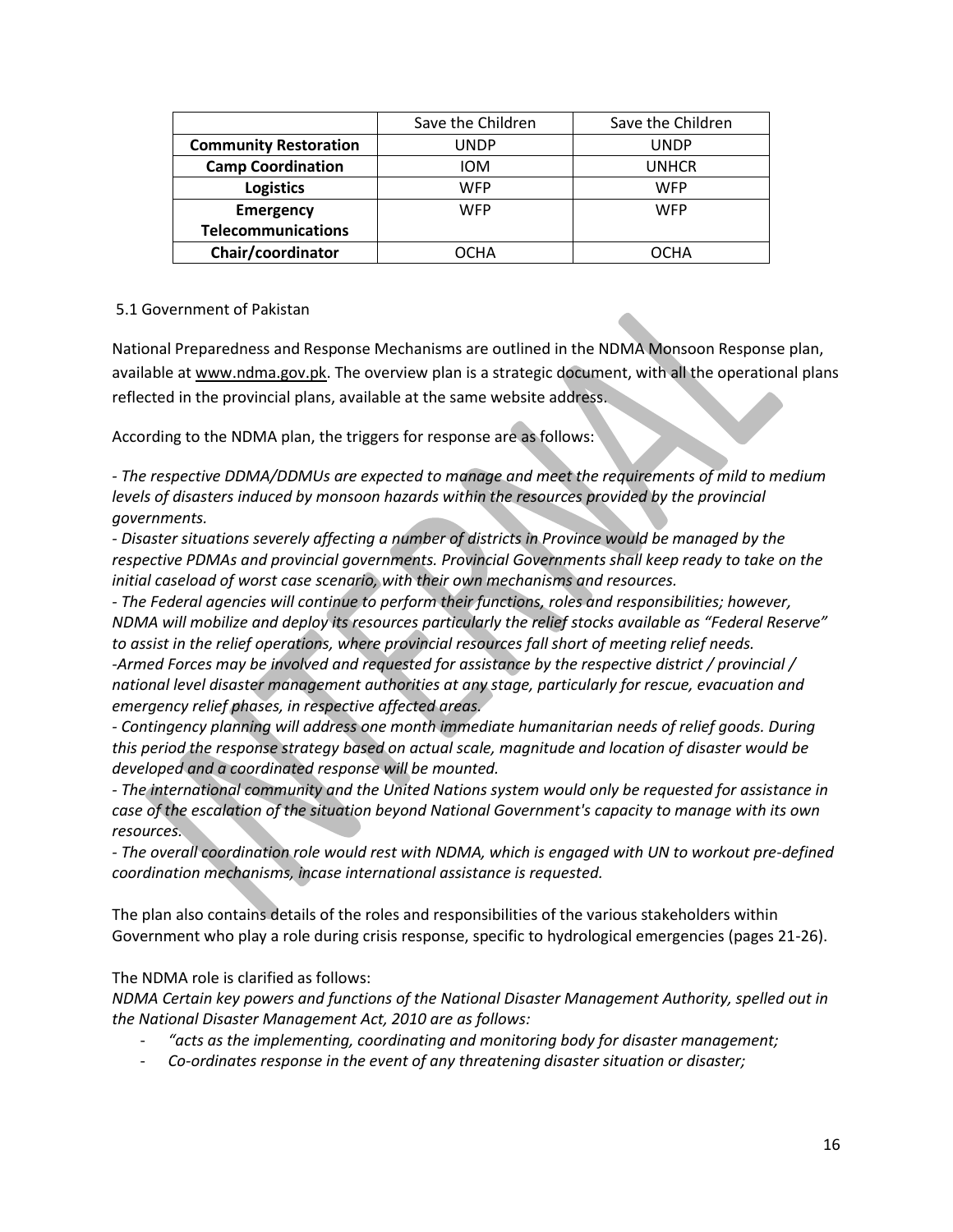| | Save the Children | Save the Children |
|---|---|---|
| **Community Restoration** | UNDP | UNDP |
| **Camp Coordination** | IOM | UNHCR |
| **Logistics** | WFP | WFP |
| **Emergency Telecommunications** | WFP | WFP |
| **Chair/coordinator** | OCHA | OCHA |

5.1 Government of Pakistan

National Preparedness and Response Mechanisms are outlined in the NDMA Monsoon Response plan, available at www.ndma.gov.pk. The overview plan is a strategic document, with all the operational plans reflected in the provincial plans, available at the same website address.

According to the NDMA plan, the triggers for response are as follows:

*- The respective DDMA/DDMUs are expected to manage and meet the requirements of mild to medium levels of disasters induced by monsoon hazards within the resources provided by the provincial governments.*
*- Disaster situations severely affecting a number of districts in Province would be managed by the respective PDMAs and provincial governments. Provincial Governments shall keep ready to take on the initial caseload of worst case scenario, with their own mechanisms and resources.*
*- The Federal agencies will continue to perform their functions, roles and responsibilities; however, NDMA will mobilize and deploy its resources particularly the relief stocks available as "Federal Reserve" to assist in the relief operations, where provincial resources fall short of meeting relief needs.*
*-Armed Forces may be involved and requested for assistance by the respective district / provincial / national level disaster management authorities at any stage, particularly for rescue, evacuation and emergency relief phases, in respective affected areas.*
*- Contingency planning will address one month immediate humanitarian needs of relief goods. During this period the response strategy based on actual scale, magnitude and location of disaster would be developed and a coordinated response will be mounted.*
*- The international community and the United Nations system would only be requested for assistance in case of the escalation of the situation beyond National Government's capacity to manage with its own resources.*
*- The overall coordination role would rest with NDMA, which is engaged with UN to workout pre-defined coordination mechanisms, incase international assistance is requested.*

The plan also contains details of the roles and responsibilities of the various stakeholders within Government who play a role during crisis response, specific to hydrological emergencies (pages 21-26).

The NDMA role is clarified as follows:
*NDMA Certain key powers and functions of the National Disaster Management Authority, spelled out in the National Disaster Management Act, 2010 are as follows:*

- *"acts as the implementing, coordinating and monitoring body for disaster management;*
- *Co-ordinates response in the event of any threatening disaster situation or disaster;*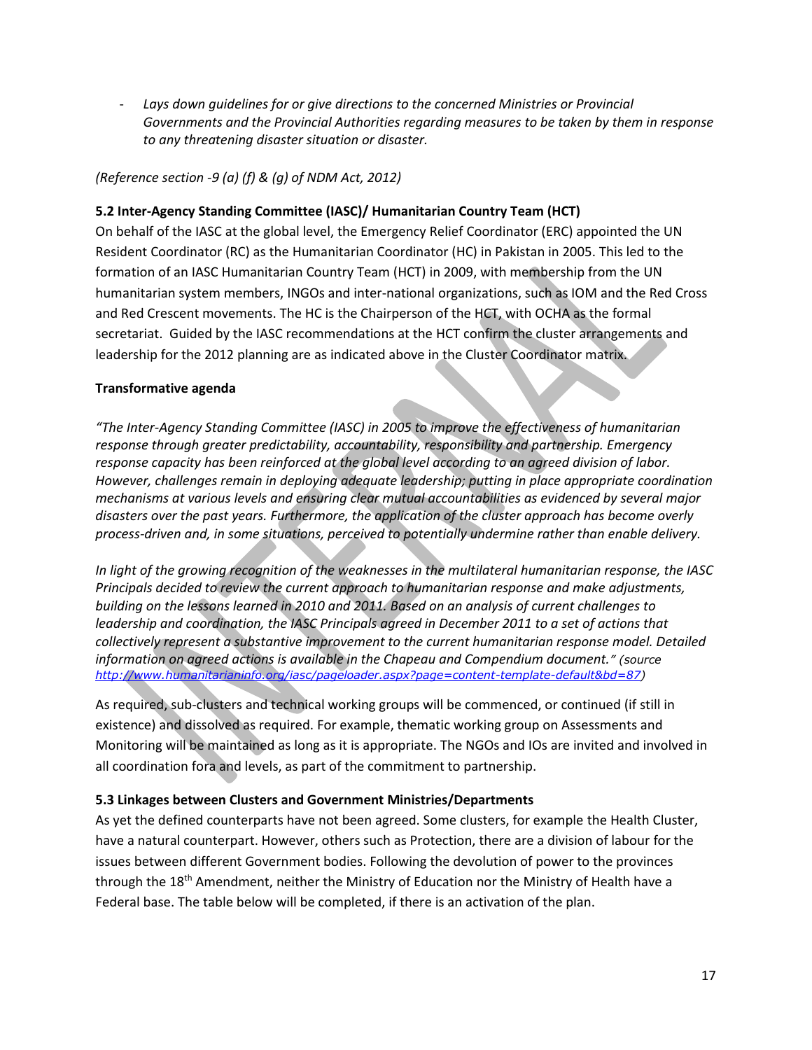- *Lays down guidelines for or give directions to the concerned Ministries or Provincial Governments and the Provincial Authorities regarding measures to be taken by them in response to any threatening disaster situation or disaster.*

*(Reference section -9 (a) (f) & (g) of NDM Act, 2012)*

### 5.2 Inter-Agency Standing Committee (IASC)/ Humanitarian Country Team (HCT)

On behalf of the IASC at the global level, the Emergency Relief Coordinator (ERC) appointed the UN Resident Coordinator (RC) as the Humanitarian Coordinator (HC) in Pakistan in 2005. This led to the formation of an IASC Humanitarian Country Team (HCT) in 2009, with membership from the UN humanitarian system members, INGOs and inter-national organizations, such as IOM and the Red Cross and Red Crescent movements. The HC is the Chairperson of the HCT, with OCHA as the formal secretariat. Guided by the IASC recommendations at the HCT confirm the cluster arrangements and leadership for the 2012 planning are as indicated above in the Cluster Coordinator matrix.

**Transformative agenda**

*"The Inter-Agency Standing Committee (IASC) in 2005 to improve the effectiveness of humanitarian response through greater predictability, accountability, responsibility and partnership. Emergency response capacity has been reinforced at the global level according to an agreed division of labor. However, challenges remain in deploying adequate leadership; putting in place appropriate coordination mechanisms at various levels and ensuring clear mutual accountabilities as evidenced by several major disasters over the past years. Furthermore, the application of the cluster approach has become overly process-driven and, in some situations, perceived to potentially undermine rather than enable delivery.*

*In light of the growing recognition of the weaknesses in the multilateral humanitarian response, the IASC Principals decided to review the current approach to humanitarian response and make adjustments, building on the lessons learned in 2010 and 2011. Based on an analysis of current challenges to leadership and coordination, the IASC Principals agreed in December 2011 to a set of actions that collectively represent a substantive improvement to the current humanitarian response model. Detailed information on agreed actions is available in the Chapeau and Compendium document." (source http://www.humanitarianinfo.org/iasc/pageloader.aspx?page=content-template-default&bd=87)*

As required, sub-clusters and technical working groups will be commenced, or continued (if still in existence) and dissolved as required. For example, thematic working group on Assessments and Monitoring will be maintained as long as it is appropriate. The NGOs and IOs are invited and involved in all coordination fora and levels, as part of the commitment to partnership.

### 5.3 Linkages between Clusters and Government Ministries/Departments

As yet the defined counterparts have not been agreed. Some clusters, for example the Health Cluster, have a natural counterpart. However, others such as Protection, there are a division of labour for the issues between different Government bodies. Following the devolution of power to the provinces through the 18th Amendment, neither the Ministry of Education nor the Ministry of Health have a Federal base. The table below will be completed, if there is an activation of the plan.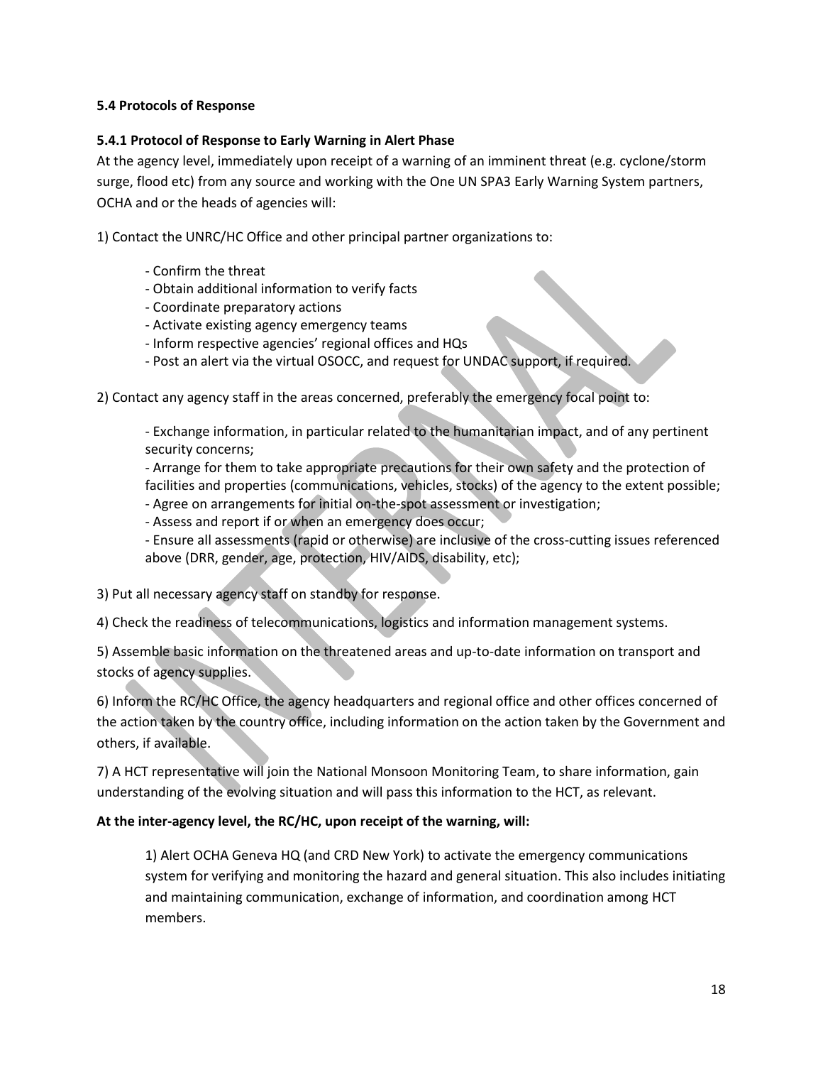### 5.4 Protocols of Response

#### 5.4.1 Protocol of Response to Early Warning in Alert Phase

At the agency level, immediately upon receipt of a warning of an imminent threat (e.g. cyclone/storm surge, flood etc) from any source and working with the One UN SPA3 Early Warning System partners, OCHA and or the heads of agencies will:

1) Contact the UNRC/HC Office and other principal partner organizations to:

- Confirm the threat
- Obtain additional information to verify facts
- Coordinate preparatory actions
- Activate existing agency emergency teams
- Inform respective agencies' regional offices and HQs
- Post an alert via the virtual OSOCC, and request for UNDAC support, if required.

2) Contact any agency staff in the areas concerned, preferably the emergency focal point to:

- Exchange information, in particular related to the humanitarian impact, and of any pertinent security concerns;
- Arrange for them to take appropriate precautions for their own safety and the protection of facilities and properties (communications, vehicles, stocks) of the agency to the extent possible;
- Agree on arrangements for initial on-the-spot assessment or investigation;
- Assess and report if or when an emergency does occur;
- Ensure all assessments (rapid or otherwise) are inclusive of the cross-cutting issues referenced above (DRR, gender, age, protection, HIV/AIDS, disability, etc);

3) Put all necessary agency staff on standby for response.

4) Check the readiness of telecommunications, logistics and information management systems.

5) Assemble basic information on the threatened areas and up-to-date information on transport and stocks of agency supplies.

6) Inform the RC/HC Office, the agency headquarters and regional office and other offices concerned of the action taken by the country office, including information on the action taken by the Government and others, if available.

7) A HCT representative will join the National Monsoon Monitoring Team, to share information, gain understanding of the evolving situation and will pass this information to the HCT, as relevant.

**At the inter-agency level, the RC/HC, upon receipt of the warning, will:**

1) Alert OCHA Geneva HQ (and CRD New York) to activate the emergency communications system for verifying and monitoring the hazard and general situation. This also includes initiating and maintaining communication, exchange of information, and coordination among HCT members.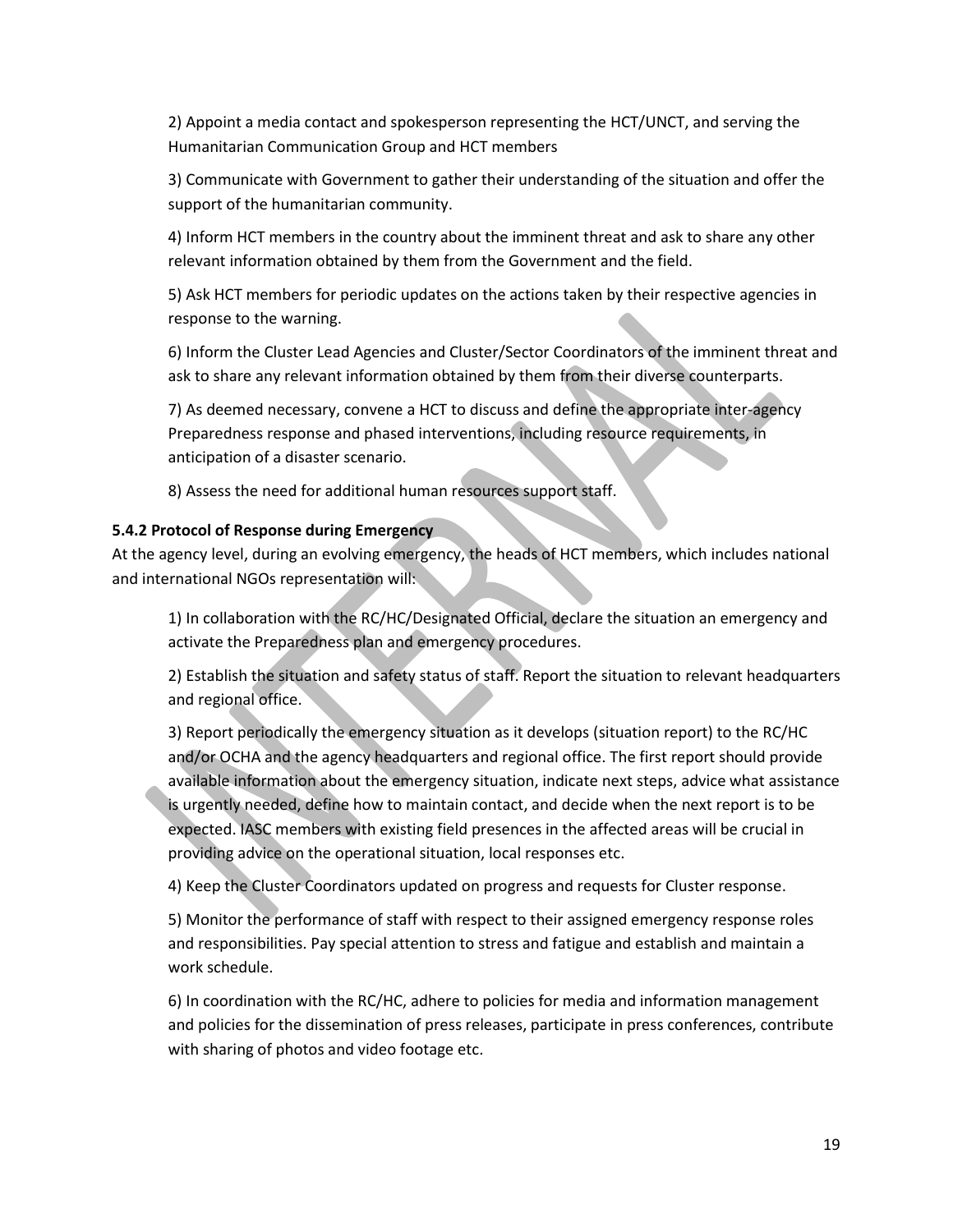2) Appoint a media contact and spokesperson representing the HCT/UNCT, and serving the Humanitarian Communication Group and HCT members

3) Communicate with Government to gather their understanding of the situation and offer the support of the humanitarian community.

4) Inform HCT members in the country about the imminent threat and ask to share any other relevant information obtained by them from the Government and the field.

5) Ask HCT members for periodic updates on the actions taken by their respective agencies in response to the warning.

6) Inform the Cluster Lead Agencies and Cluster/Sector Coordinators of the imminent threat and ask to share any relevant information obtained by them from their diverse counterparts.

7) As deemed necessary, convene a HCT to discuss and define the appropriate inter-agency Preparedness response and phased interventions, including resource requirements, in anticipation of a disaster scenario.

8) Assess the need for additional human resources support staff.

**5.4.2 Protocol of Response during Emergency**

At the agency level, during an evolving emergency, the heads of HCT members, which includes national and international NGOs representation will:

1) In collaboration with the RC/HC/Designated Official, declare the situation an emergency and activate the Preparedness plan and emergency procedures.

2) Establish the situation and safety status of staff. Report the situation to relevant headquarters and regional office.

3) Report periodically the emergency situation as it develops (situation report) to the RC/HC and/or OCHA and the agency headquarters and regional office. The first report should provide available information about the emergency situation, indicate next steps, advice what assistance is urgently needed, define how to maintain contact, and decide when the next report is to be expected. IASC members with existing field presences in the affected areas will be crucial in providing advice on the operational situation, local responses etc.

4) Keep the Cluster Coordinators updated on progress and requests for Cluster response.

5) Monitor the performance of staff with respect to their assigned emergency response roles and responsibilities. Pay special attention to stress and fatigue and establish and maintain a work schedule.

6) In coordination with the RC/HC, adhere to policies for media and information management and policies for the dissemination of press releases, participate in press conferences, contribute with sharing of photos and video footage etc.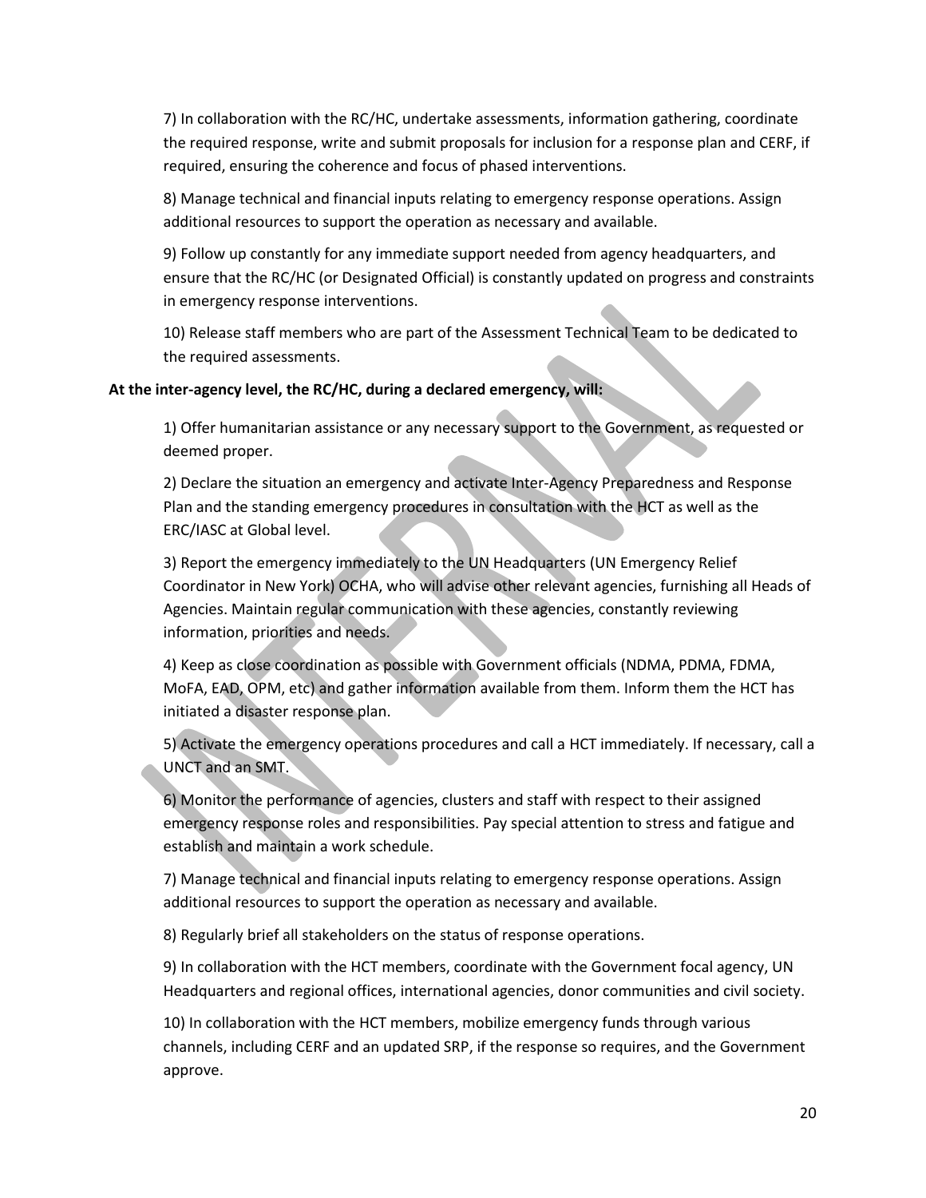7) In collaboration with the RC/HC, undertake assessments, information gathering, coordinate the required response, write and submit proposals for inclusion for a response plan and CERF, if required, ensuring the coherence and focus of phased interventions.

8) Manage technical and financial inputs relating to emergency response operations. Assign additional resources to support the operation as necessary and available.

9) Follow up constantly for any immediate support needed from agency headquarters, and ensure that the RC/HC (or Designated Official) is constantly updated on progress and constraints in emergency response interventions.

10) Release staff members who are part of the Assessment Technical Team to be dedicated to the required assessments.

**At the inter-agency level, the RC/HC, during a declared emergency, will:**

1) Offer humanitarian assistance or any necessary support to the Government, as requested or deemed proper.

2) Declare the situation an emergency and activate Inter-Agency Preparedness and Response Plan and the standing emergency procedures in consultation with the HCT as well as the ERC/IASC at Global level.

3) Report the emergency immediately to the UN Headquarters (UN Emergency Relief Coordinator in New York) OCHA, who will advise other relevant agencies, furnishing all Heads of Agencies. Maintain regular communication with these agencies, constantly reviewing information, priorities and needs.

4) Keep as close coordination as possible with Government officials (NDMA, PDMA, FDMA, MoFA, EAD, OPM, etc) and gather information available from them. Inform them the HCT has initiated a disaster response plan.

5) Activate the emergency operations procedures and call a HCT immediately. If necessary, call a UNCT and an SMT.

6) Monitor the performance of agencies, clusters and staff with respect to their assigned emergency response roles and responsibilities. Pay special attention to stress and fatigue and establish and maintain a work schedule.

7) Manage technical and financial inputs relating to emergency response operations. Assign additional resources to support the operation as necessary and available.

8) Regularly brief all stakeholders on the status of response operations.

9) In collaboration with the HCT members, coordinate with the Government focal agency, UN Headquarters and regional offices, international agencies, donor communities and civil society.

10) In collaboration with the HCT members, mobilize emergency funds through various channels, including CERF and an updated SRP, if the response so requires, and the Government approve.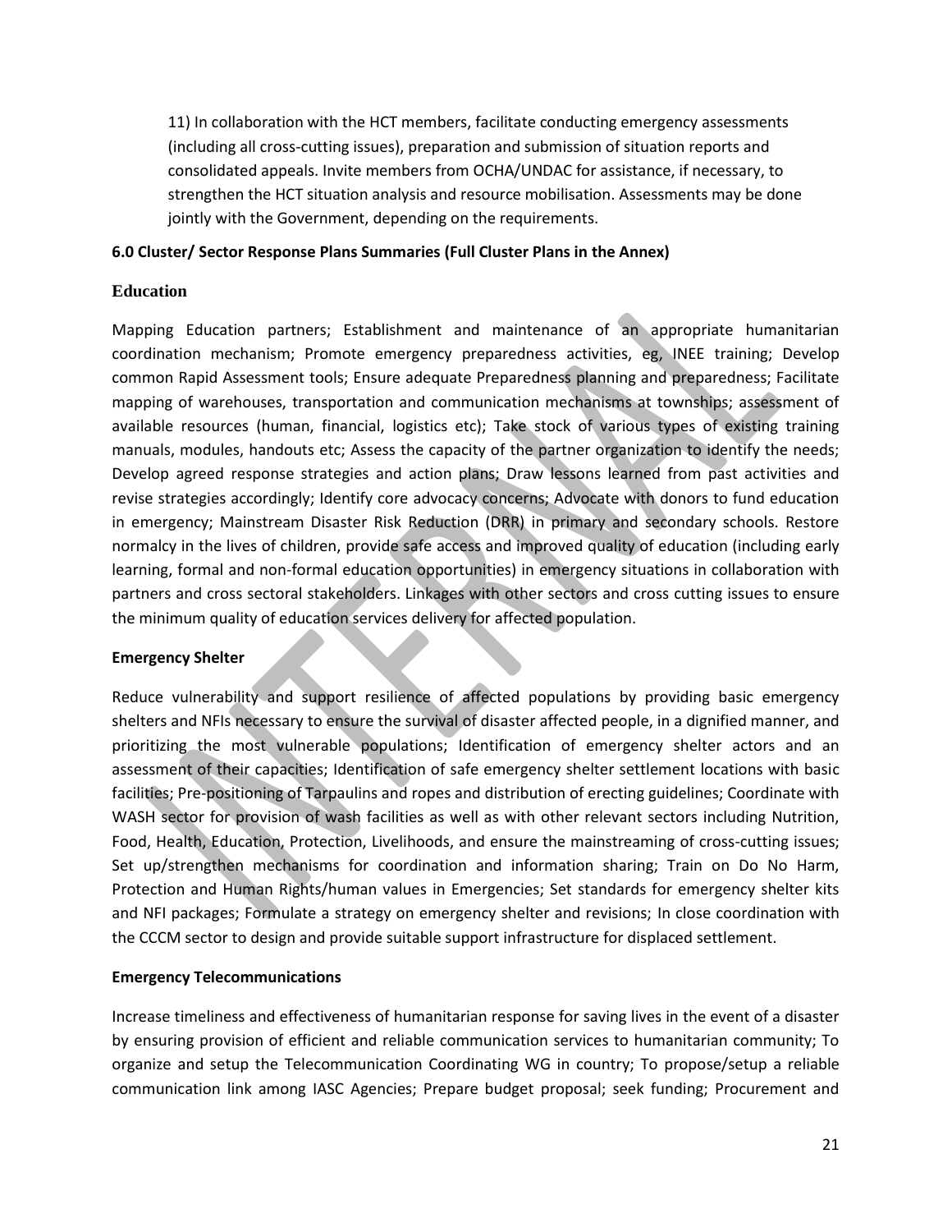11) In collaboration with the HCT members, facilitate conducting emergency assessments (including all cross-cutting issues), preparation and submission of situation reports and consolidated appeals. Invite members from OCHA/UNDAC for assistance, if necessary, to strengthen the HCT situation analysis and resource mobilisation. Assessments may be done jointly with the Government, depending on the requirements.

## 6.0 Cluster/ Sector Response Plans Summaries (Full Cluster Plans in the Annex)

### Education

Mapping Education partners; Establishment and maintenance of an appropriate humanitarian coordination mechanism; Promote emergency preparedness activities, eg, INEE training; Develop common Rapid Assessment tools; Ensure adequate Preparedness planning and preparedness; Facilitate mapping of warehouses, transportation and communication mechanisms at townships; assessment of available resources (human, financial, logistics etc); Take stock of various types of existing training manuals, modules, handouts etc; Assess the capacity of the partner organization to identify the needs; Develop agreed response strategies and action plans; Draw lessons learned from past activities and revise strategies accordingly; Identify core advocacy concerns; Advocate with donors to fund education in emergency; Mainstream Disaster Risk Reduction (DRR) in primary and secondary schools. Restore normalcy in the lives of children, provide safe access and improved quality of education (including early learning, formal and non-formal education opportunities) in emergency situations in collaboration with partners and cross sectoral stakeholders. Linkages with other sectors and cross cutting issues to ensure the minimum quality of education services delivery for affected population.

### Emergency Shelter

Reduce vulnerability and support resilience of affected populations by providing basic emergency shelters and NFIs necessary to ensure the survival of disaster affected people, in a dignified manner, and prioritizing the most vulnerable populations; Identification of emergency shelter actors and an assessment of their capacities; Identification of safe emergency shelter settlement locations with basic facilities; Pre-positioning of Tarpaulins and ropes and distribution of erecting guidelines; Coordinate with WASH sector for provision of wash facilities as well as with other relevant sectors including Nutrition, Food, Health, Education, Protection, Livelihoods, and ensure the mainstreaming of cross-cutting issues; Set up/strengthen mechanisms for coordination and information sharing; Train on Do No Harm, Protection and Human Rights/human values in Emergencies; Set standards for emergency shelter kits and NFI packages; Formulate a strategy on emergency shelter and revisions; In close coordination with the CCCM sector to design and provide suitable support infrastructure for displaced settlement.

### Emergency Telecommunications

Increase timeliness and effectiveness of humanitarian response for saving lives in the event of a disaster by ensuring provision of efficient and reliable communication services to humanitarian community; To organize and setup the Telecommunication Coordinating WG in country; To propose/setup a reliable communication link among IASC Agencies; Prepare budget proposal; seek funding; Procurement and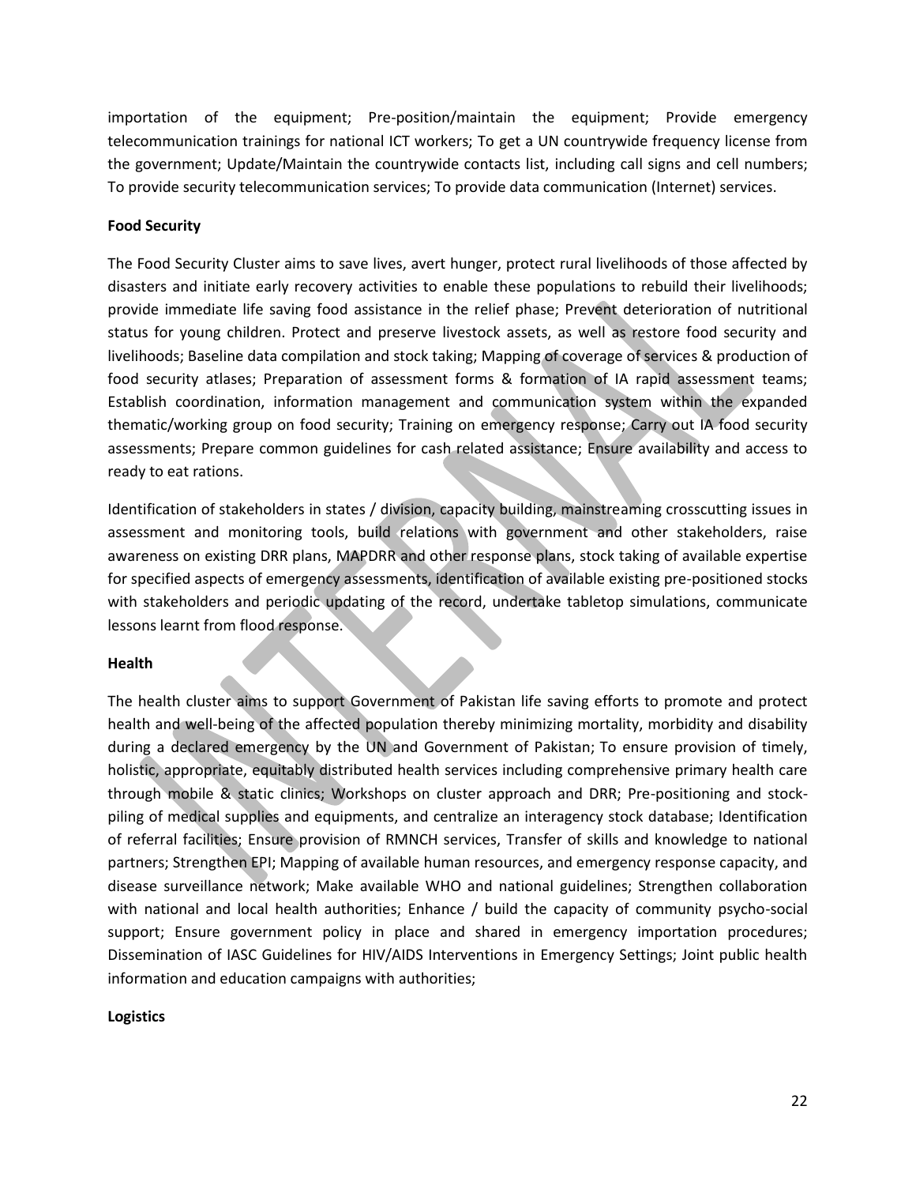importation of the equipment; Pre-position/maintain the equipment; Provide emergency telecommunication trainings for national ICT workers; To get a UN countrywide frequency license from the government; Update/Maintain the countrywide contacts list, including call signs and cell numbers; To provide security telecommunication services; To provide data communication (Internet) services.

**Food Security**

The Food Security Cluster aims to save lives, avert hunger, protect rural livelihoods of those affected by disasters and initiate early recovery activities to enable these populations to rebuild their livelihoods; provide immediate life saving food assistance in the relief phase; Prevent deterioration of nutritional status for young children. Protect and preserve livestock assets, as well as restore food security and livelihoods; Baseline data compilation and stock taking; Mapping of coverage of services & production of food security atlases; Preparation of assessment forms & formation of IA rapid assessment teams; Establish coordination, information management and communication system within the expanded thematic/working group on food security; Training on emergency response; Carry out IA food security assessments; Prepare common guidelines for cash related assistance; Ensure availability and access to ready to eat rations.

Identification of stakeholders in states / division, capacity building, mainstreaming crosscutting issues in assessment and monitoring tools, build relations with government and other stakeholders, raise awareness on existing DRR plans, MAPDRR and other response plans, stock taking of available expertise for specified aspects of emergency assessments, identification of available existing pre-positioned stocks with stakeholders and periodic updating of the record, undertake tabletop simulations, communicate lessons learnt from flood response.

**Health**

The health cluster aims to support Government of Pakistan life saving efforts to promote and protect health and well-being of the affected population thereby minimizing mortality, morbidity and disability during a declared emergency by the UN and Government of Pakistan; To ensure provision of timely, holistic, appropriate, equitably distributed health services including comprehensive primary health care through mobile & static clinics; Workshops on cluster approach and DRR; Pre-positioning and stock-piling of medical supplies and equipments, and centralize an interagency stock database; Identification of referral facilities; Ensure provision of RMNCH services, Transfer of skills and knowledge to national partners; Strengthen EPI; Mapping of available human resources, and emergency response capacity, and disease surveillance network; Make available WHO and national guidelines; Strengthen collaboration with national and local health authorities; Enhance / build the capacity of community psycho-social support; Ensure government policy in place and shared in emergency importation procedures; Dissemination of IASC Guidelines for HIV/AIDS Interventions in Emergency Settings; Joint public health information and education campaigns with authorities;

**Logistics**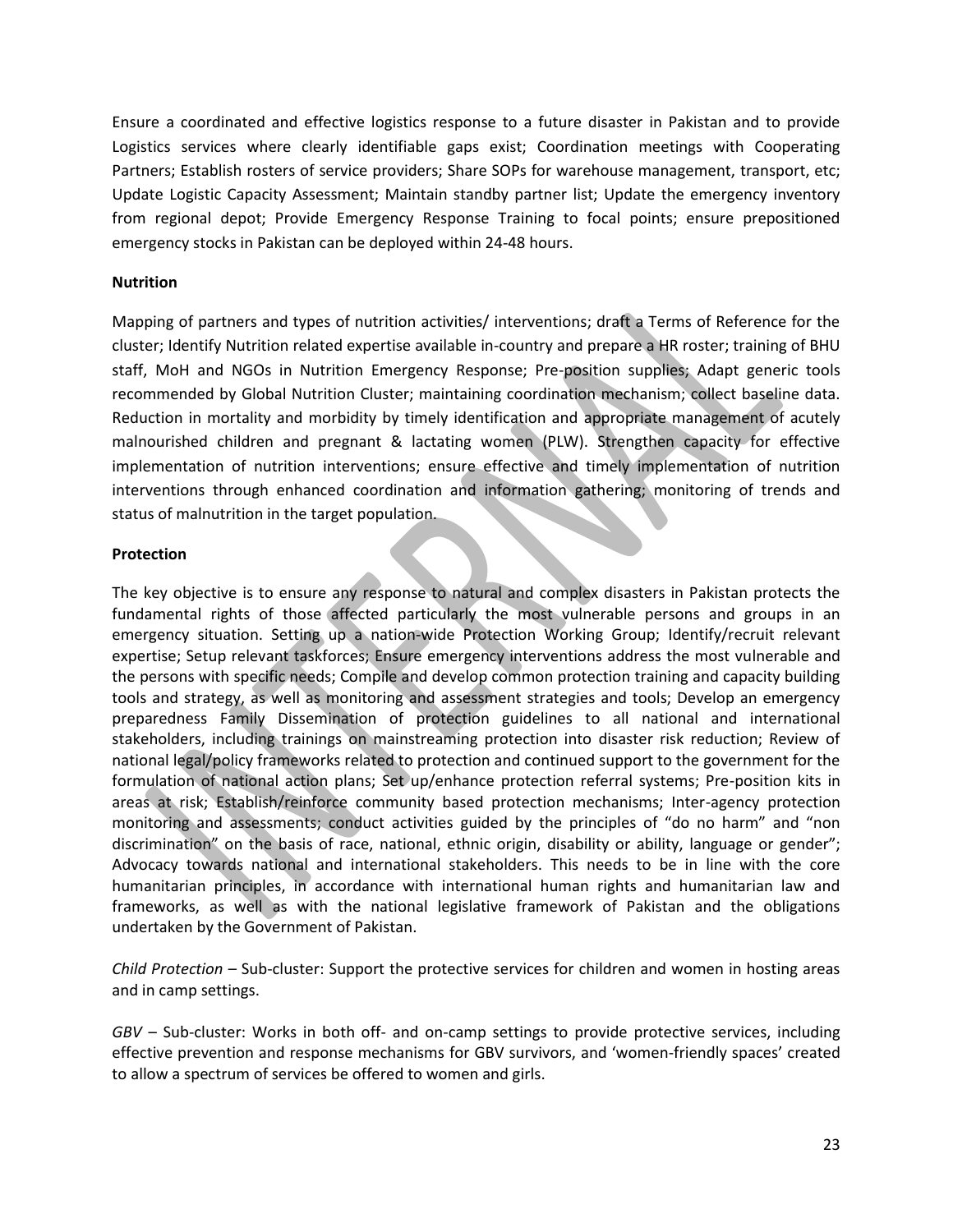Ensure a coordinated and effective logistics response to a future disaster in Pakistan and to provide Logistics services where clearly identifiable gaps exist; Coordination meetings with Cooperating Partners; Establish rosters of service providers; Share SOPs for warehouse management, transport, etc; Update Logistic Capacity Assessment; Maintain standby partner list; Update the emergency inventory from regional depot; Provide Emergency Response Training to focal points; ensure prepositioned emergency stocks in Pakistan can be deployed within 24-48 hours.

**Nutrition**

Mapping of partners and types of nutrition activities/ interventions; draft a Terms of Reference for the cluster; Identify Nutrition related expertise available in-country and prepare a HR roster; training of BHU staff, MoH and NGOs in Nutrition Emergency Response; Pre-position supplies; Adapt generic tools recommended by Global Nutrition Cluster; maintaining coordination mechanism; collect baseline data. Reduction in mortality and morbidity by timely identification and appropriate management of acutely malnourished children and pregnant & lactating women (PLW). Strengthen capacity for effective implementation of nutrition interventions; ensure effective and timely implementation of nutrition interventions through enhanced coordination and information gathering; monitoring of trends and status of malnutrition in the target population.

**Protection**

The key objective is to ensure any response to natural and complex disasters in Pakistan protects the fundamental rights of those affected particularly the most vulnerable persons and groups in an emergency situation. Setting up a nation-wide Protection Working Group; Identify/recruit relevant expertise; Setup relevant taskforces; Ensure emergency interventions address the most vulnerable and the persons with specific needs; Compile and develop common protection training and capacity building tools and strategy, as well as monitoring and assessment strategies and tools; Develop an emergency preparedness Family Dissemination of protection guidelines to all national and international stakeholders, including trainings on mainstreaming protection into disaster risk reduction; Review of national legal/policy frameworks related to protection and continued support to the government for the formulation of national action plans; Set up/enhance protection referral systems; Pre-position kits in areas at risk; Establish/reinforce community based protection mechanisms; Inter-agency protection monitoring and assessments; conduct activities guided by the principles of "do no harm" and "non discrimination" on the basis of race, national, ethnic origin, disability or ability, language or gender"; Advocacy towards national and international stakeholders. This needs to be in line with the core humanitarian principles, in accordance with international human rights and humanitarian law and frameworks, as well as with the national legislative framework of Pakistan and the obligations undertaken by the Government of Pakistan.

*Child Protection* – Sub-cluster: Support the protective services for children and women in hosting areas and in camp settings.

*GBV* – Sub-cluster: Works in both off- and on-camp settings to provide protective services, including effective prevention and response mechanisms for GBV survivors, and 'women-friendly spaces' created to allow a spectrum of services be offered to women and girls.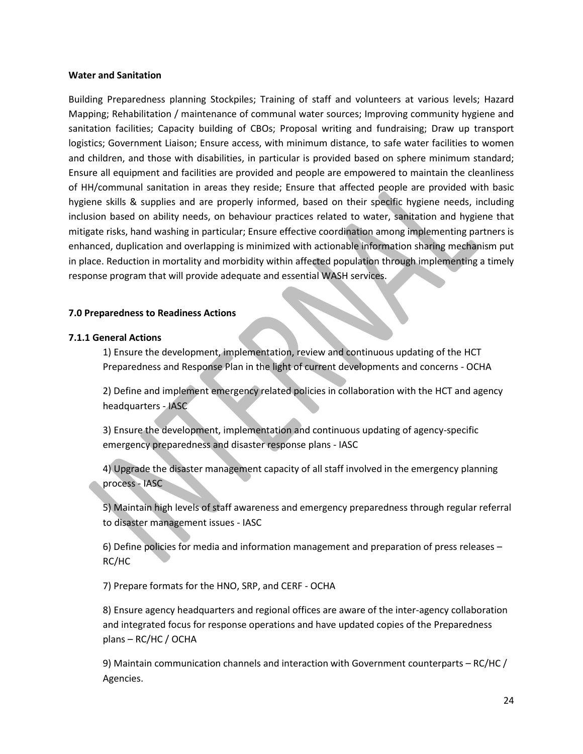**Water and Sanitation**

Building Preparedness planning Stockpiles; Training of staff and volunteers at various levels; Hazard Mapping; Rehabilitation / maintenance of communal water sources; Improving community hygiene and sanitation facilities; Capacity building of CBOs; Proposal writing and fundraising; Draw up transport logistics; Government Liaison; Ensure access, with minimum distance, to safe water facilities to women and children, and those with disabilities, in particular is provided based on sphere minimum standard; Ensure all equipment and facilities are provided and people are empowered to maintain the cleanliness of HH/communal sanitation in areas they reside; Ensure that affected people are provided with basic hygiene skills & supplies and are properly informed, based on their specific hygiene needs, including inclusion based on ability needs, on behaviour practices related to water, sanitation and hygiene that mitigate risks, hand washing in particular; Ensure effective coordination among implementing partners is enhanced, duplication and overlapping is minimized with actionable information sharing mechanism put in place. Reduction in mortality and morbidity within affected population through implementing a timely response program that will provide adequate and essential WASH services.

**7.0 Preparedness to Readiness Actions**

**7.1.1 General Actions**

1) Ensure the development, implementation, review and continuous updating of the HCT Preparedness and Response Plan in the light of current developments and concerns - OCHA

2) Define and implement emergency related policies in collaboration with the HCT and agency headquarters - IASC

3) Ensure the development, implementation and continuous updating of agency-specific emergency preparedness and disaster response plans - IASC

4) Upgrade the disaster management capacity of all staff involved in the emergency planning process - IASC

5) Maintain high levels of staff awareness and emergency preparedness through regular referral to disaster management issues - IASC

6) Define policies for media and information management and preparation of press releases – RC/HC

7) Prepare formats for the HNO, SRP, and CERF - OCHA

8) Ensure agency headquarters and regional offices are aware of the inter-agency collaboration and integrated focus for response operations and have updated copies of the Preparedness plans – RC/HC / OCHA

9) Maintain communication channels and interaction with Government counterparts – RC/HC / Agencies.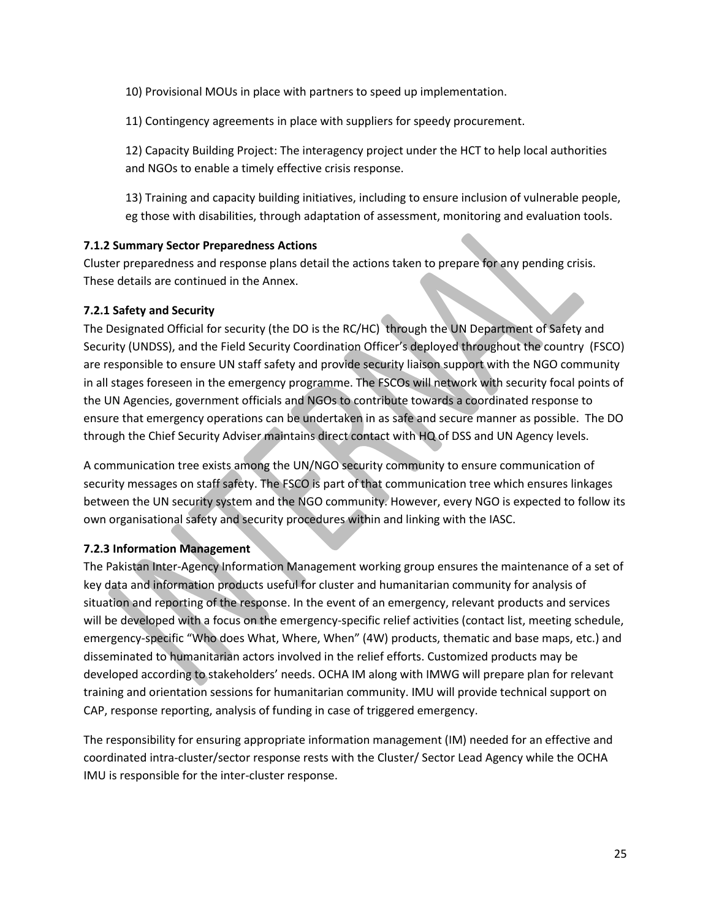10) Provisional MOUs in place with partners to speed up implementation.

11) Contingency agreements in place with suppliers for speedy procurement.

12) Capacity Building Project: The interagency project under the HCT to help local authorities and NGOs to enable a timely effective crisis response.

13) Training and capacity building initiatives, including to ensure inclusion of vulnerable people, eg those with disabilities, through adaptation of assessment, monitoring and evaluation tools.

### 7.1.2 Summary Sector Preparedness Actions

Cluster preparedness and response plans detail the actions taken to prepare for any pending crisis. These details are continued in the Annex.

### 7.2.1 Safety and Security

The Designated Official for security (the DO is the RC/HC) through the UN Department of Safety and Security (UNDSS), and the Field Security Coordination Officer's deployed throughout the country (FSCO) are responsible to ensure UN staff safety and provide security liaison support with the NGO community in all stages foreseen in the emergency programme. The FSCOs will network with security focal points of the UN Agencies, government officials and NGOs to contribute towards a coordinated response to ensure that emergency operations can be undertaken in as safe and secure manner as possible. The DO through the Chief Security Adviser maintains direct contact with HQ of DSS and UN Agency levels.

A communication tree exists among the UN/NGO security community to ensure communication of security messages on staff safety. The FSCO is part of that communication tree which ensures linkages between the UN security system and the NGO community. However, every NGO is expected to follow its own organisational safety and security procedures within and linking with the IASC.

### 7.2.3 Information Management

The Pakistan Inter-Agency Information Management working group ensures the maintenance of a set of key data and information products useful for cluster and humanitarian community for analysis of situation and reporting of the response. In the event of an emergency, relevant products and services will be developed with a focus on the emergency-specific relief activities (contact list, meeting schedule, emergency-specific "Who does What, Where, When" (4W) products, thematic and base maps, etc.) and disseminated to humanitarian actors involved in the relief efforts. Customized products may be developed according to stakeholders' needs. OCHA IM along with IMWG will prepare plan for relevant training and orientation sessions for humanitarian community. IMU will provide technical support on CAP, response reporting, analysis of funding in case of triggered emergency.

The responsibility for ensuring appropriate information management (IM) needed for an effective and coordinated intra-cluster/sector response rests with the Cluster/ Sector Lead Agency while the OCHA IMU is responsible for the inter-cluster response.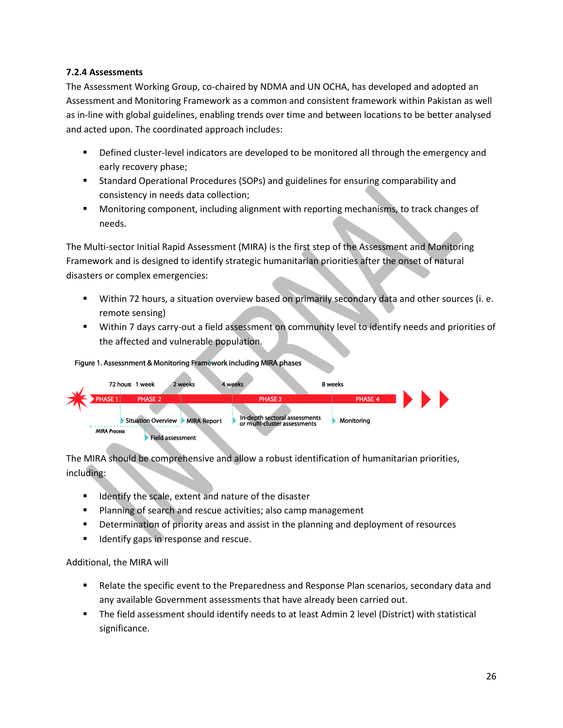### 7.2.4 Assessments

The Assessment Working Group, co-chaired by NDMA and UN OCHA, has developed and adopted an Assessment and Monitoring Framework as a common and consistent framework within Pakistan as well as in-line with global guidelines, enabling trends over time and between locations to be better analysed and acted upon. The coordinated approach includes:

- Defined cluster-level indicators are developed to be monitored all through the emergency and early recovery phase;
- Standard Operational Procedures (SOPs) and guidelines for ensuring comparability and consistency in needs data collection;
- Monitoring component, including alignment with reporting mechanisms, to track changes of needs.

The Multi-sector Initial Rapid Assessment (MIRA) is the first step of the Assessment and Monitoring Framework and is designed to identify strategic humanitarian priorities after the onset of natural disasters or complex emergencies:

- Within 72 hours, a situation overview based on primarily secondary data and other sources (i. e. remote sensing)
- Within 7 days carry-out a field assessment on community level to identify needs and priorities of the affected and vulnerable population.

Figure 1. Assessment & Monitoring Framework including MIRA phases

72 hours | 1 week | 2 weeks | 4 weeks | 8 weeks

PHASE 1 | PHASE 2 | PHASE 3 | PHASE 4

Situation Overview | MIRA Report | In-depth sectoral assessments or multi-cluster assessments | Monitoring

MIRA Process | Field assessment

The MIRA should be comprehensive and allow a robust identification of humanitarian priorities, including:

- Identify the scale, extent and nature of the disaster
- Planning of search and rescue activities; also camp management
- Determination of priority areas and assist in the planning and deployment of resources
- Identify gaps in response and rescue.

Additional, the MIRA will

- Relate the specific event to the Preparedness and Response Plan scenarios, secondary data and any available Government assessments that have already been carried out.
- The field assessment should identify needs to at least Admin 2 level (District) with statistical significance.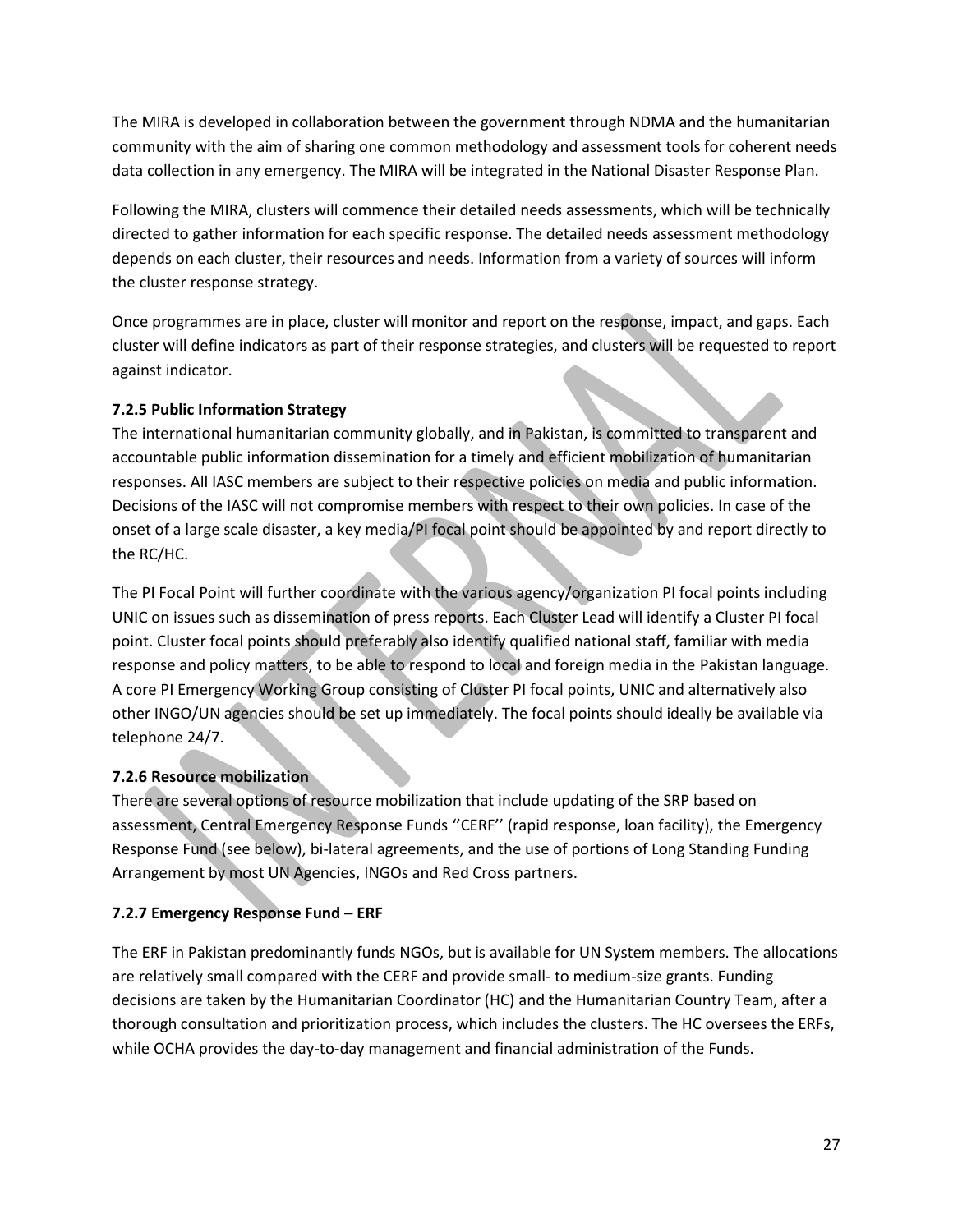The MIRA is developed in collaboration between the government through NDMA and the humanitarian community with the aim of sharing one common methodology and assessment tools for coherent needs data collection in any emergency. The MIRA will be integrated in the National Disaster Response Plan.

Following the MIRA, clusters will commence their detailed needs assessments, which will be technically directed to gather information for each specific response. The detailed needs assessment methodology depends on each cluster, their resources and needs. Information from a variety of sources will inform the cluster response strategy.

Once programmes are in place, cluster will monitor and report on the response, impact, and gaps. Each cluster will define indicators as part of their response strategies, and clusters will be requested to report against indicator.

**7.2.5 Public Information Strategy**

The international humanitarian community globally, and in Pakistan, is committed to transparent and accountable public information dissemination for a timely and efficient mobilization of humanitarian responses. All IASC members are subject to their respective policies on media and public information. Decisions of the IASC will not compromise members with respect to their own policies. In case of the onset of a large scale disaster, a key media/PI focal point should be appointed by and report directly to the RC/HC.

The PI Focal Point will further coordinate with the various agency/organization PI focal points including UNIC on issues such as dissemination of press reports. Each Cluster Lead will identify a Cluster PI focal point. Cluster focal points should preferably also identify qualified national staff, familiar with media response and policy matters, to be able to respond to local and foreign media in the Pakistan language. A core PI Emergency Working Group consisting of Cluster PI focal points, UNIC and alternatively also other INGO/UN agencies should be set up immediately. The focal points should ideally be available via telephone 24/7.

**7.2.6 Resource mobilization**

There are several options of resource mobilization that include updating of the SRP based on assessment, Central Emergency Response Funds ''CERF'' (rapid response, loan facility), the Emergency Response Fund (see below), bi-lateral agreements, and the use of portions of Long Standing Funding Arrangement by most UN Agencies, INGOs and Red Cross partners.

**7.2.7 Emergency Response Fund – ERF**

The ERF in Pakistan predominantly funds NGOs, but is available for UN System members. The allocations are relatively small compared with the CERF and provide small- to medium-size grants. Funding decisions are taken by the Humanitarian Coordinator (HC) and the Humanitarian Country Team, after a thorough consultation and prioritization process, which includes the clusters. The HC oversees the ERFs, while OCHA provides the day-to-day management and financial administration of the Funds.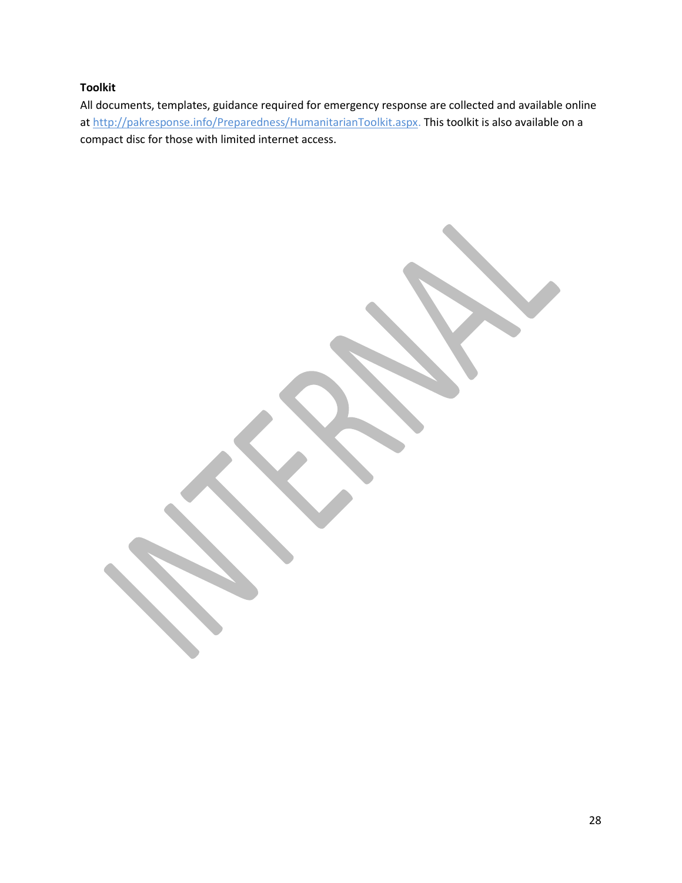**Toolkit**

All documents, templates, guidance required for emergency response are collected and available online at http://pakresponse.info/Preparedness/HumanitarianToolkit.aspx. This toolkit is also available on a compact disc for those with limited internet access.